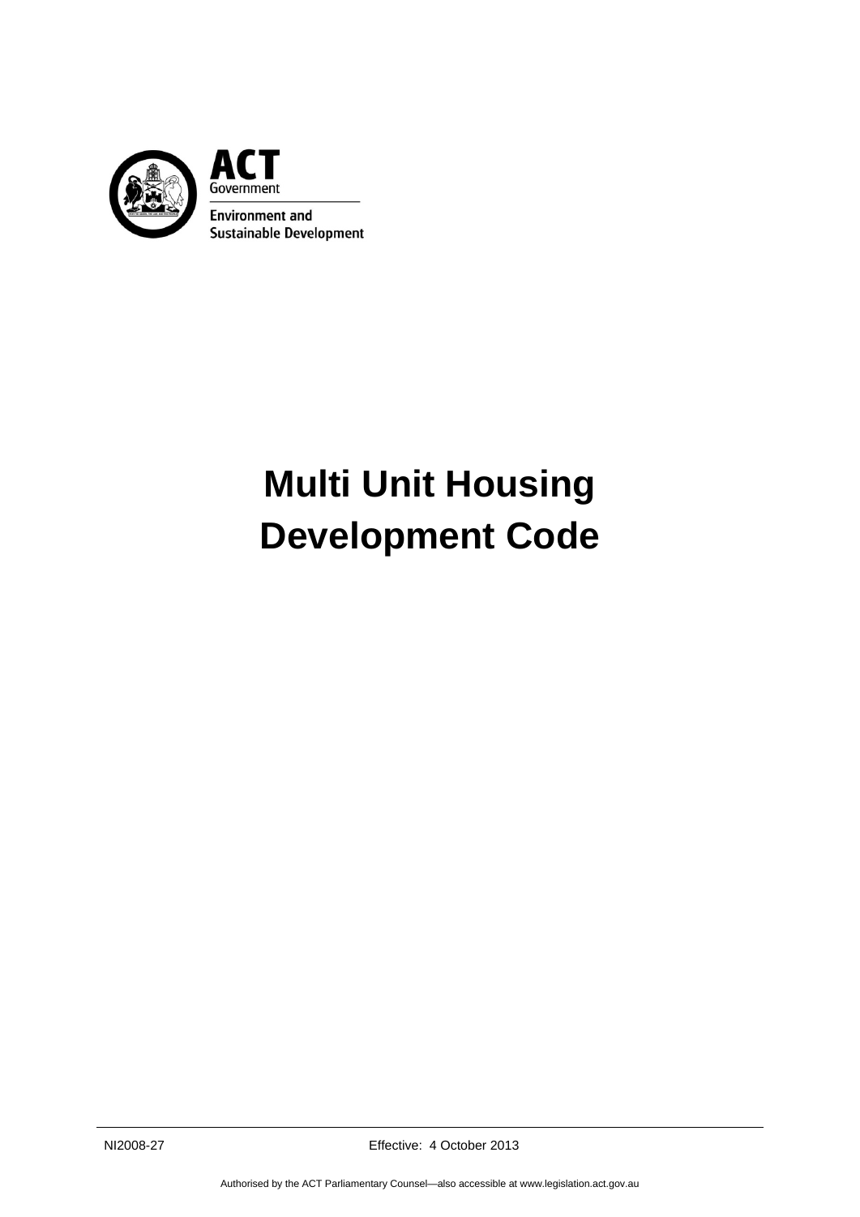ACT Government

Environment and Sustainable Development

# Multi Unit Housing Development Code

NI2008-27

Effective: 4 October 2013

Authorised by the ACT Parliamentary Counsel—also accessible at www.legislation.act.gov.au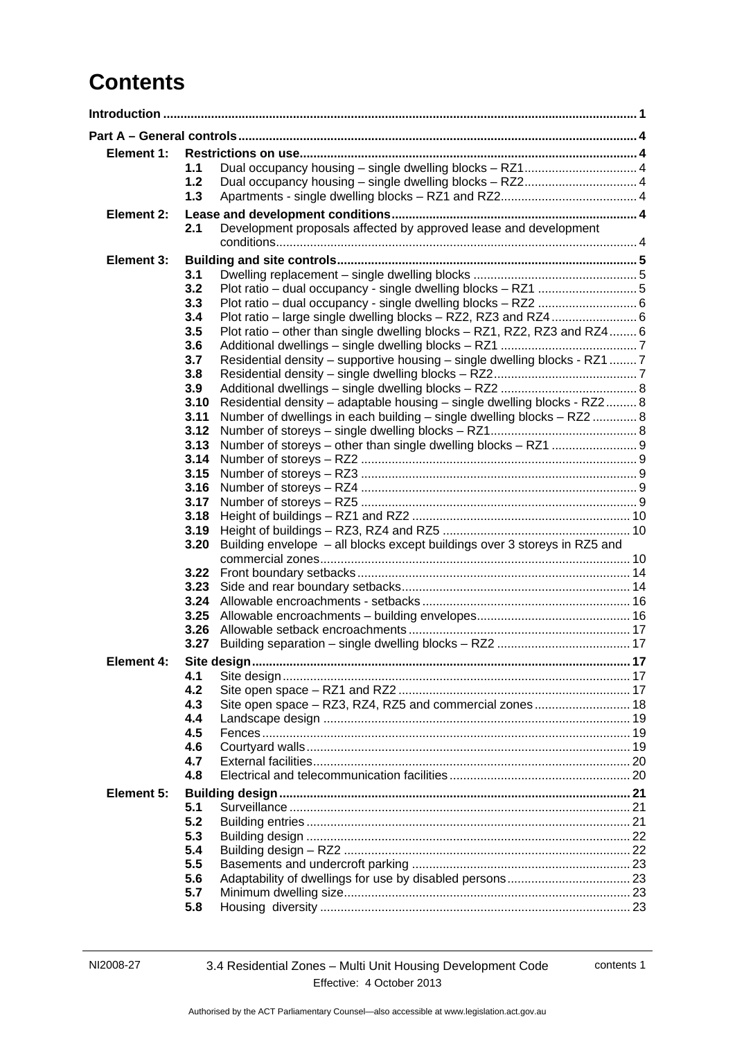# Contents

**Introduction** ..... 1

**Part A – General controls** ..... 4

**Element 1: Restrictions on use** ..... 4

- 1.1 Dual occupancy housing – single dwelling blocks – RZ1 ..... 4
- 1.2 Dual occupancy housing – single dwelling blocks – RZ2 ..... 4
- 1.3 Apartments - single dwelling blocks – RZ1 and RZ2 ..... 4

**Element 2: Lease and development conditions** ..... 4

- 2.1 Development proposals affected by approved lease and development conditions ..... 4

**Element 3: Building and site controls** ..... 5

- 3.1 Dwelling replacement – single dwelling blocks ..... 5
- 3.2 Plot ratio – dual occupancy - single dwelling blocks – RZ1 ..... 5
- 3.3 Plot ratio – dual occupancy - single dwelling blocks – RZ2 ..... 6
- 3.4 Plot ratio – large single dwelling blocks – RZ2, RZ3 and RZ4 ..... 6
- 3.5 Plot ratio – other than single dwelling blocks – RZ1, RZ2, RZ3 and RZ4 ..... 6
- 3.6 Additional dwellings – single dwelling blocks – RZ1 ..... 7
- 3.7 Residential density – supportive housing – single dwelling blocks - RZ1 ..... 7
- 3.8 Residential density – single dwelling blocks – RZ2 ..... 7
- 3.9 Additional dwellings – single dwelling blocks – RZ2 ..... 8
- 3.10 Residential density – adaptable housing – single dwelling blocks - RZ2 ..... 8
- 3.11 Number of dwellings in each building – single dwelling blocks – RZ2 ..... 8
- 3.12 Number of storeys – single dwelling blocks – RZ1 ..... 8
- 3.13 Number of storeys – other than single dwelling blocks – RZ1 ..... 9
- 3.14 Number of storeys – RZ2 ..... 9
- 3.15 Number of storeys – RZ3 ..... 9
- 3.16 Number of storeys – RZ4 ..... 9
- 3.17 Number of storeys – RZ5 ..... 9
- 3.18 Height of buildings – RZ1 and RZ2 ..... 10
- 3.19 Height of buildings – RZ3, RZ4 and RZ5 ..... 10
- 3.20 Building envelope – all blocks except buildings over 3 storeys in RZ5 and commercial zones ..... 10
- 3.22 Front boundary setbacks ..... 14
- 3.23 Side and rear boundary setbacks ..... 14
- 3.24 Allowable encroachments - setbacks ..... 16
- 3.25 Allowable encroachments – building envelopes ..... 16
- 3.26 Allowable setback encroachments ..... 17
- 3.27 Building separation – single dwelling blocks – RZ2 ..... 17

**Element 4: Site design** ..... 17

- 4.1 Site design ..... 17
- 4.2 Site open space – RZ1 and RZ2 ..... 17
- 4.3 Site open space – RZ3, RZ4, RZ5 and commercial zones ..... 18
- 4.4 Landscape design ..... 19
- 4.5 Fences ..... 19
- 4.6 Courtyard walls ..... 19
- 4.7 External facilities ..... 20
- 4.8 Electrical and telecommunication facilities ..... 20

**Element 5: Building design** ..... 21

- 5.1 Surveillance ..... 21
- 5.2 Building entries ..... 21
- 5.3 Building design ..... 22
- 5.4 Building design – RZ2 ..... 22
- 5.5 Basements and undercroft parking ..... 23
- 5.6 Adaptability of dwellings for use by disabled persons ..... 23
- 5.7 Minimum dwelling size ..... 23
- 5.8 Housing diversity ..... 23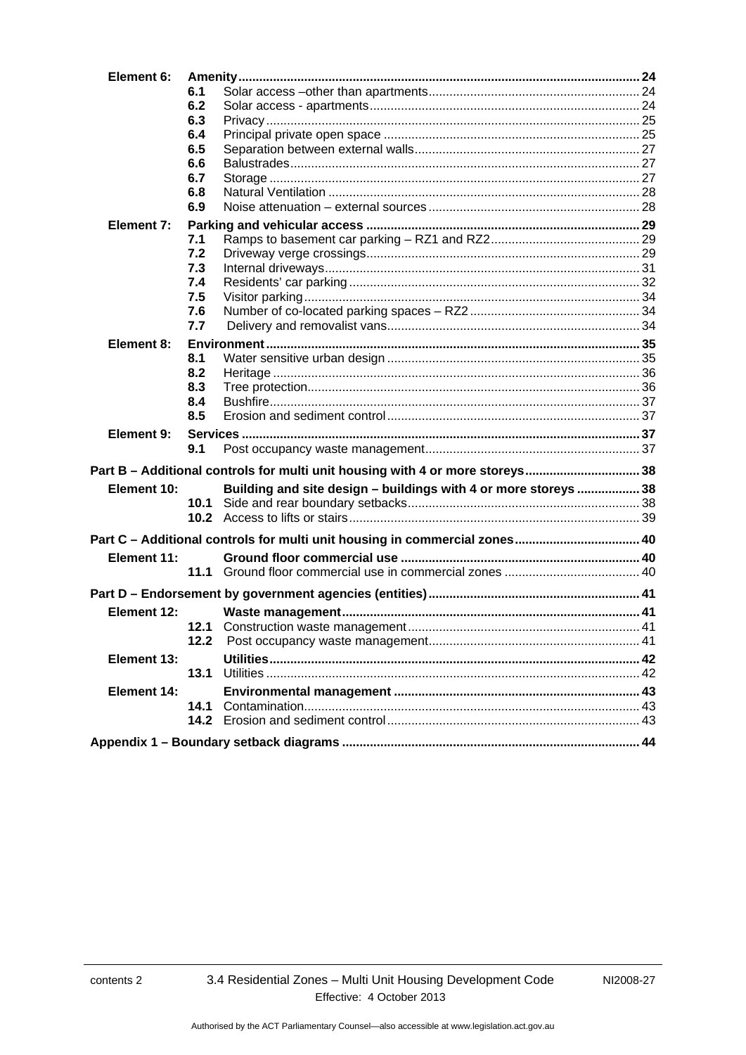| | | | |
|---|---|---|---|
| **Element 6:** | **Amenity** | | **24** |
| | 6.1 | Solar access –other than apartments | 24 |
| | 6.2 | Solar access - apartments | 24 |
| | 6.3 | Privacy | 25 |
| | 6.4 | Principal private open space | 25 |
| | 6.5 | Separation between external walls | 27 |
| | 6.6 | Balustrades | 27 |
| | 6.7 | Storage | 27 |
| | 6.8 | Natural Ventilation | 28 |
| | 6.9 | Noise attenuation – external sources | 28 |
| **Element 7:** | **Parking and vehicular access** | | **29** |
| | 7.1 | Ramps to basement car parking – RZ1 and RZ2 | 29 |
| | 7.2 | Driveway verge crossings | 29 |
| | 7.3 | Internal driveways | 31 |
| | 7.4 | Residents' car parking | 32 |
| | 7.5 | Visitor parking | 34 |
| | 7.6 | Number of co-located parking spaces – RZ2 | 34 |
| | 7.7 | Delivery and removalist vans | 34 |
| **Element 8:** | **Environment** | | **35** |
| | 8.1 | Water sensitive urban design | 35 |
| | 8.2 | Heritage | 36 |
| | 8.3 | Tree protection | 36 |
| | 8.4 | Bushfire | 37 |
| | 8.5 | Erosion and sediment control | 37 |
| **Element 9:** | **Services** | | **37** |
| | 9.1 | Post occupancy waste management | 37 |
| **Part B – Additional controls for multi unit housing with 4 or more storeys** | | | **38** |
| **Element 10:** | | **Building and site design – buildings with 4 or more storeys** | **38** |
| | 10.1 | Side and rear boundary setbacks | 38 |
| | 10.2 | Access to lifts or stairs | 39 |
| **Part C – Additional controls for multi unit housing in commercial zones** | | | **40** |
| **Element 11:** | | **Ground floor commercial use** | **40** |
| | 11.1 | Ground floor commercial use in commercial zones | 40 |
| **Part D – Endorsement by government agencies (entities)** | | | **41** |
| **Element 12:** | | **Waste management** | **41** |
| | 12.1 | Construction waste management | 41 |
| | 12.2 | Post occupancy waste management | 41 |
| **Element 13:** | | **Utilities** | **42** |
| | 13.1 | Utilities | 42 |
| **Element 14:** | | **Environmental management** | **43** |
| | 14.1 | Contamination | 43 |
| | 14.2 | Erosion and sediment control | 43 |
| **Appendix 1 – Boundary setback diagrams** | | | **44** |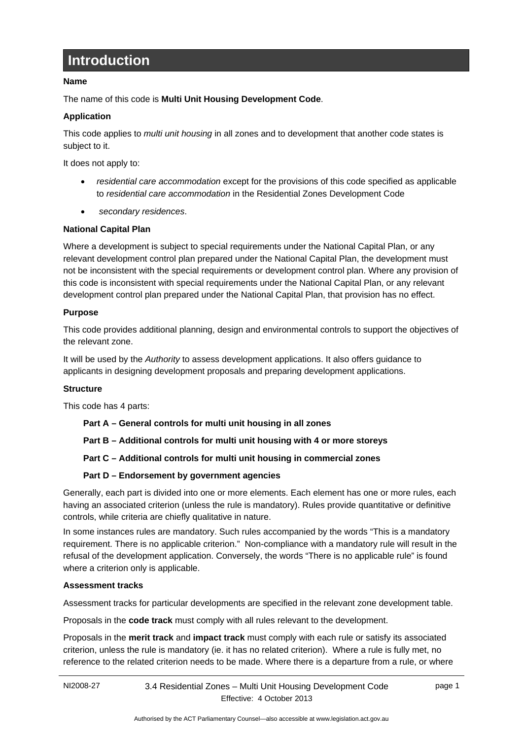# Introduction

**Name**

The name of this code is **Multi Unit Housing Development Code**.

**Application**

This code applies to *multi unit housing* in all zones and to development that another code states is subject to it.

It does not apply to:

- *residential care accommodation* except for the provisions of this code specified as applicable to *residential care accommodation* in the Residential Zones Development Code
- *secondary residences*.

**National Capital Plan**

Where a development is subject to special requirements under the National Capital Plan, or any relevant development control plan prepared under the National Capital Plan, the development must not be inconsistent with the special requirements or development control plan. Where any provision of this code is inconsistent with special requirements under the National Capital Plan, or any relevant development control plan prepared under the National Capital Plan, that provision has no effect.

**Purpose**

This code provides additional planning, design and environmental controls to support the objectives of the relevant zone.

It will be used by the *Authority* to assess development applications. It also offers guidance to applicants in designing development proposals and preparing development applications.

**Structure**

This code has 4 parts:

**Part A – General controls for multi unit housing in all zones**

**Part B – Additional controls for multi unit housing with 4 or more storeys**

**Part C – Additional controls for multi unit housing in commercial zones**

**Part D – Endorsement by government agencies**

Generally, each part is divided into one or more elements. Each element has one or more rules, each having an associated criterion (unless the rule is mandatory). Rules provide quantitative or definitive controls, while criteria are chiefly qualitative in nature.

In some instances rules are mandatory. Such rules accompanied by the words "This is a mandatory requirement. There is no applicable criterion." Non-compliance with a mandatory rule will result in the refusal of the development application. Conversely, the words "There is no applicable rule" is found where a criterion only is applicable.

**Assessment tracks**

Assessment tracks for particular developments are specified in the relevant zone development table.

Proposals in the **code track** must comply with all rules relevant to the development.

Proposals in the **merit track** and **impact track** must comply with each rule or satisfy its associated criterion, unless the rule is mandatory (ie. it has no related criterion). Where a rule is fully met, no reference to the related criterion needs to be made. Where there is a departure from a rule, or where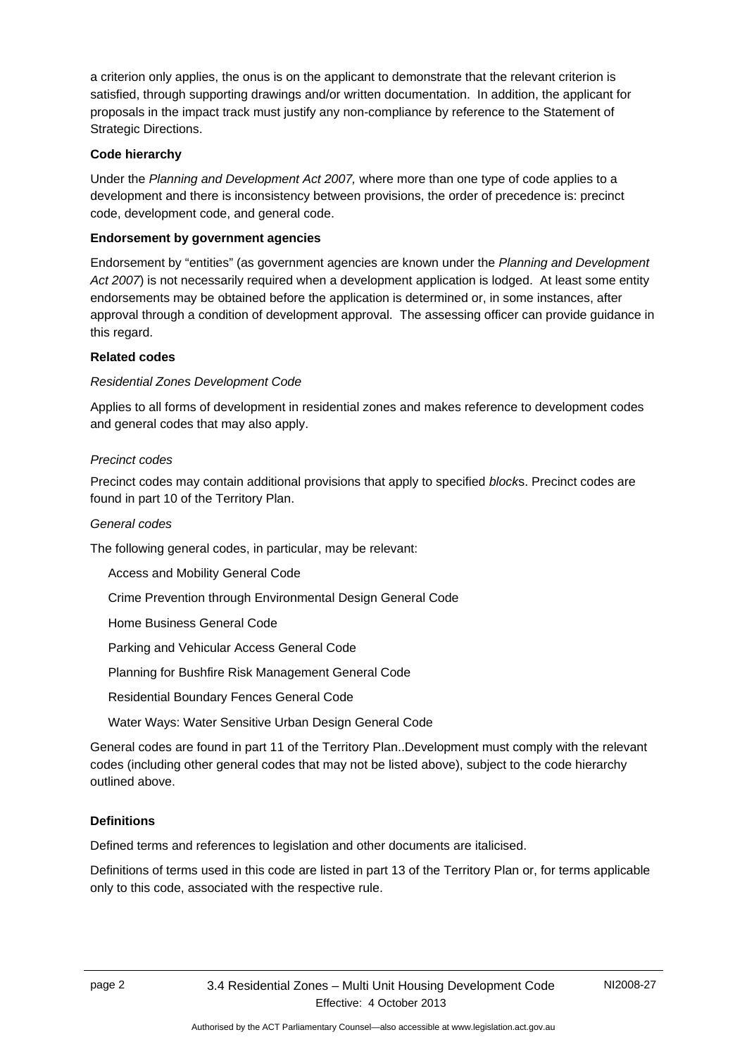a criterion only applies, the onus is on the applicant to demonstrate that the relevant criterion is satisfied, through supporting drawings and/or written documentation. In addition, the applicant for proposals in the impact track must justify any non-compliance by reference to the Statement of Strategic Directions.

**Code hierarchy**

Under the *Planning and Development Act 2007,* where more than one type of code applies to a development and there is inconsistency between provisions, the order of precedence is: precinct code, development code, and general code.

**Endorsement by government agencies**

Endorsement by "entities" (as government agencies are known under the *Planning and Development Act 2007*) is not necessarily required when a development application is lodged. At least some entity endorsements may be obtained before the application is determined or, in some instances, after approval through a condition of development approval. The assessing officer can provide guidance in this regard.

**Related codes**

*Residential Zones Development Code*

Applies to all forms of development in residential zones and makes reference to development codes and general codes that may also apply.

*Precinct codes*

Precinct codes may contain additional provisions that apply to specified *block*s. Precinct codes are found in part 10 of the Territory Plan.

*General codes*

The following general codes, in particular, may be relevant:

Access and Mobility General Code

Crime Prevention through Environmental Design General Code

Home Business General Code

Parking and Vehicular Access General Code

Planning for Bushfire Risk Management General Code

Residential Boundary Fences General Code

Water Ways: Water Sensitive Urban Design General Code

General codes are found in part 11 of the Territory Plan..Development must comply with the relevant codes (including other general codes that may not be listed above), subject to the code hierarchy outlined above.

**Definitions**

Defined terms and references to legislation and other documents are italicised.

Definitions of terms used in this code are listed in part 13 of the Territory Plan or, for terms applicable only to this code, associated with the respective rule.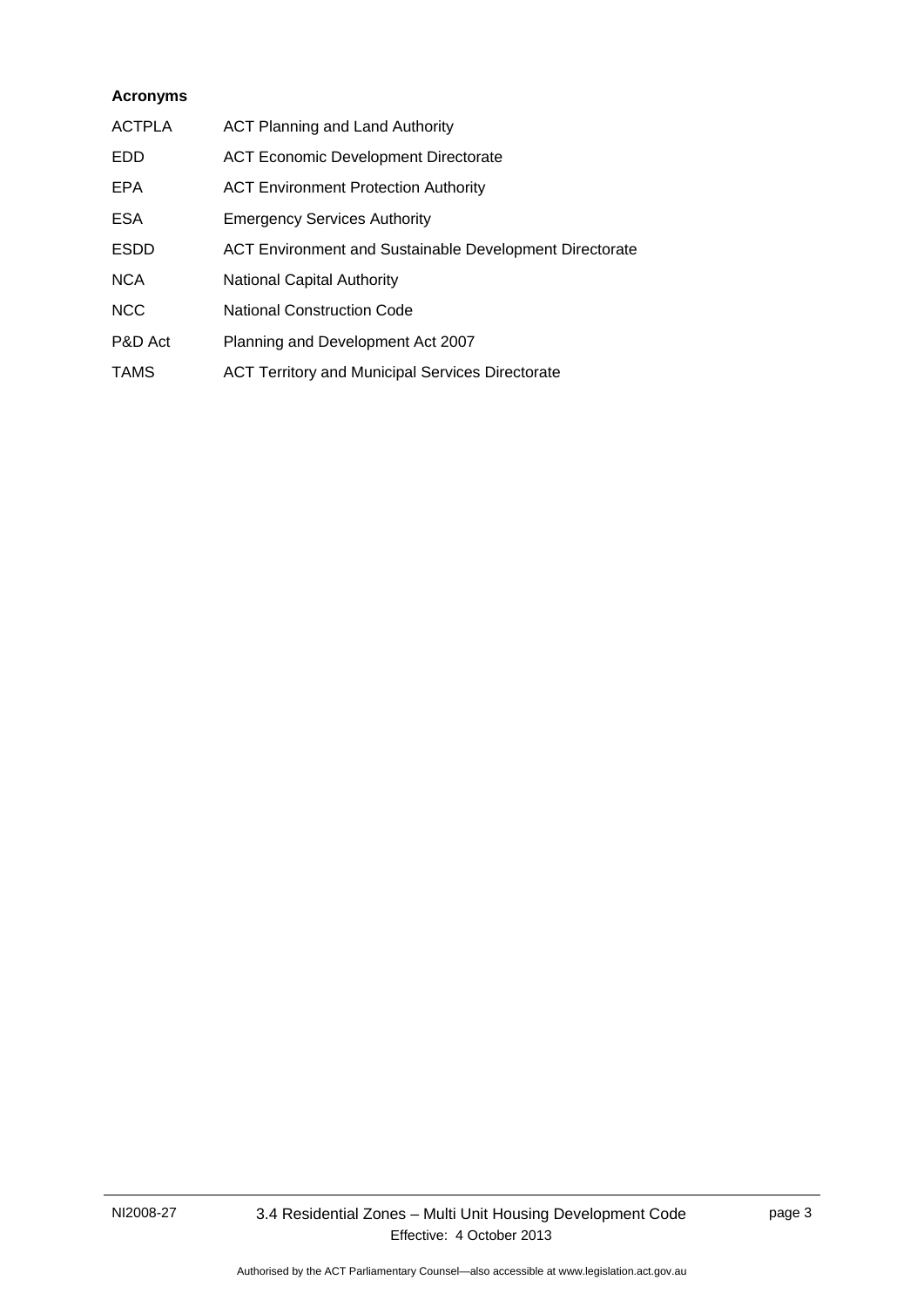**Acronyms**

| | |
|---|---|
| ACTPLA | ACT Planning and Land Authority |
| EDD | ACT Economic Development Directorate |
| EPA | ACT Environment Protection Authority |
| ESA | Emergency Services Authority |
| ESDD | ACT Environment and Sustainable Development Directorate |
| NCA | National Capital Authority |
| NCC | National Construction Code |
| P&D Act | Planning and Development Act 2007 |
| TAMS | ACT Territory and Municipal Services Directorate |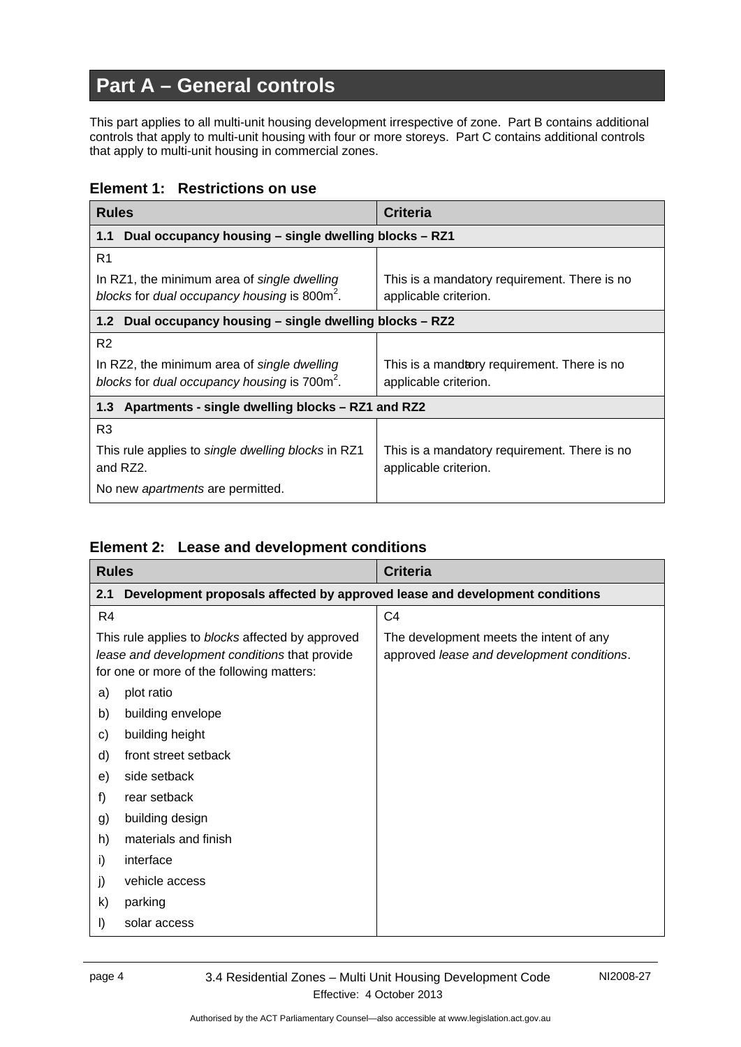# Part A – General controls

This part applies to all multi-unit housing development irrespective of zone. Part B contains additional controls that apply to multi-unit housing with four or more storeys. Part C contains additional controls that apply to multi-unit housing in commercial zones.

### Element 1: Restrictions on use

| Rules | Criteria |
|---|---|
| **1.1 Dual occupancy housing – single dwelling blocks – RZ1** | |
| R1<br><br>In RZ1, the minimum area of *single dwelling blocks* for *dual occupancy housing* is 800m$^2$. | This is a mandatory requirement. There is no applicable criterion. |
| **1.2 Dual occupancy housing – single dwelling blocks – RZ2** | |
| R2<br><br>In RZ2, the minimum area of *single dwelling blocks* for *dual occupancy housing* is 700m$^2$. | This is a mandatory requirement. There is no applicable criterion. |
| **1.3 Apartments - single dwelling blocks – RZ1 and RZ2** | |
| R3<br><br>This rule applies to *single dwelling blocks* in RZ1 and RZ2.<br><br>No new *apartments* are permitted. | This is a mandatory requirement. There is no applicable criterion. |

### Element 2: Lease and development conditions

| Rules | Criteria |
|---|---|
| **2.1 Development proposals affected by approved lease and development conditions** | |
| R4<br><br>This rule applies to *blocks* affected by approved *lease and development conditions* that provide for one or more of the following matters:<br><br>a) plot ratio<br>b) building envelope<br>c) building height<br>d) front street setback<br>e) side setback<br>f) rear setback<br>g) building design<br>h) materials and finish<br>i) interface<br>j) vehicle access<br>k) parking<br>l) solar access | C4<br><br>The development meets the intent of any approved *lease and development conditions*. |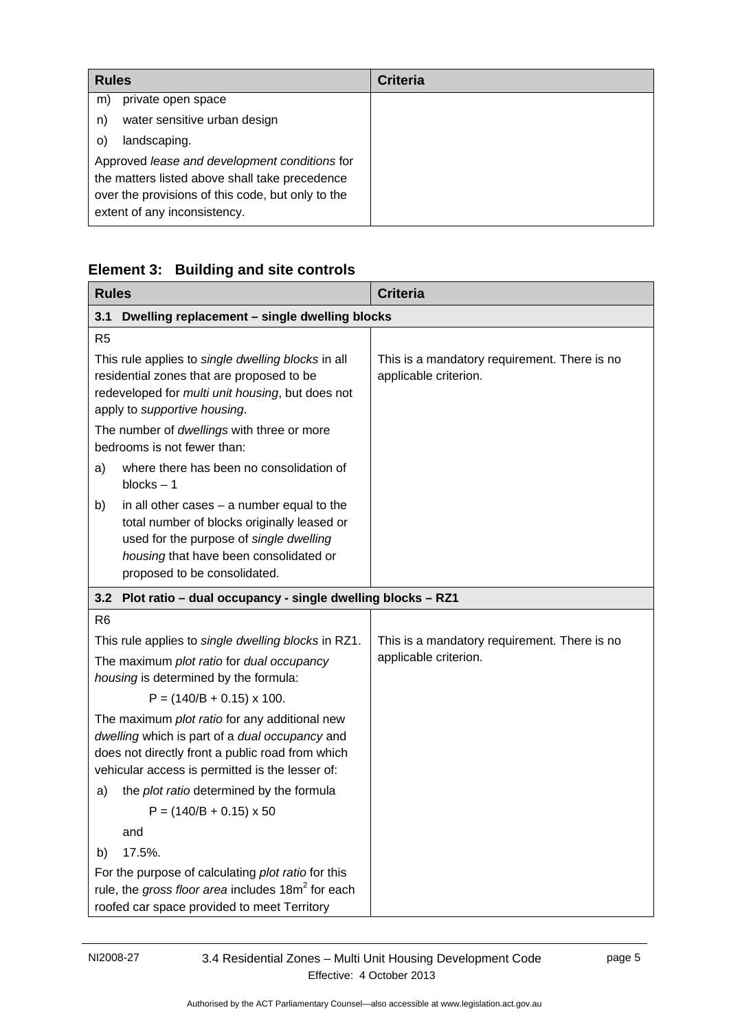| Rules | Criteria |
|---|---|
| m) private open space | |
| n) water sensitive urban design | |
| o) landscaping. | |
| Approved *lease and development conditions* for the matters listed above shall take precedence over the provisions of this code, but only to the extent of any inconsistency. | |

## Element 3: Building and site controls

| Rules | Criteria |
|---|---|
| **3.1 Dwelling replacement – single dwelling blocks** | |
| R5 | |
| This rule applies to *single dwelling blocks* in all residential zones that are proposed to be redeveloped for *multi unit housing*, but does not apply to *supportive housing*. <br> The number of *dwellings* with three or more bedrooms is not fewer than: <br> a) where there has been no consolidation of blocks – 1 <br> b) in all other cases – a number equal to the total number of blocks originally leased or used for the purpose of *single dwelling housing* that have been consolidated or proposed to be consolidated. | This is a mandatory requirement. There is no applicable criterion. |
| **3.2 Plot ratio – dual occupancy - single dwelling blocks – RZ1** | |
| R6 | |
| This rule applies to *single dwelling blocks* in RZ1. <br> The maximum *plot ratio* for *dual occupancy housing* is determined by the formula: <br> $P = (140/B + 0.15) \times 100$. <br> The maximum *plot ratio* for any additional new *dwelling* which is part of a *dual occupancy* and does not directly front a public road from which vehicular access is permitted is the lesser of: <br> a) the *plot ratio* determined by the formula <br> $P = (140/B + 0.15) \times 50$ <br> and <br> b) 17.5%. <br> For the purpose of calculating *plot ratio* for this rule, the *gross floor area* includes $18m^2$ for each roofed car space provided to meet Territory | This is a mandatory requirement. There is no applicable criterion. |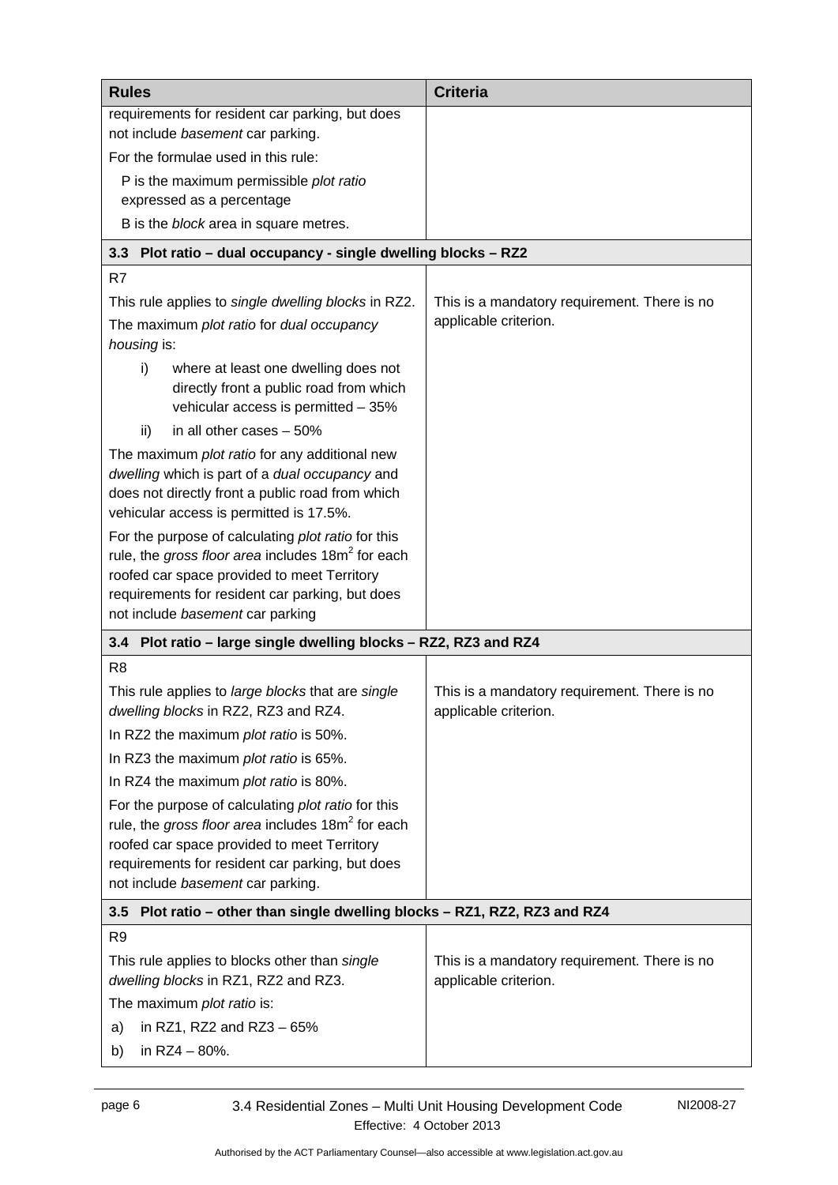| Rules | Criteria |
|---|---|
| requirements for resident car parking, but does not include *basement* car parking.<br><br>For the formulae used in this rule:<br><br>P is the maximum permissible *plot ratio* expressed as a percentage<br><br>B is the *block* area in square metres. | |
| **3.3 Plot ratio – dual occupancy - single dwelling blocks – RZ2** | |
| R7<br><br>This rule applies to *single dwelling blocks* in RZ2.<br><br>The maximum *plot ratio* for *dual occupancy housing* is:<br><br>i) where at least one dwelling does not directly front a public road from which vehicular access is permitted – 35%<br><br>ii) in all other cases – 50%<br><br>The maximum *plot ratio* for any additional new *dwelling* which is part of a *dual occupancy* and does not directly front a public road from which vehicular access is permitted is 17.5%.<br><br>For the purpose of calculating *plot ratio* for this rule, the *gross floor area* includes $18m^2$ for each roofed car space provided to meet Territory requirements for resident car parking, but does not include *basement* car parking | This is a mandatory requirement. There is no applicable criterion. |
| **3.4 Plot ratio – large single dwelling blocks – RZ2, RZ3 and RZ4** | |
| R8<br><br>This rule applies to *large blocks* that are *single dwelling blocks* in RZ2, RZ3 and RZ4.<br><br>In RZ2 the maximum *plot ratio* is 50%.<br><br>In RZ3 the maximum *plot ratio* is 65%.<br><br>In RZ4 the maximum *plot ratio* is 80%.<br><br>For the purpose of calculating *plot ratio* for this rule, the *gross floor area* includes $18m^2$ for each roofed car space provided to meet Territory requirements for resident car parking, but does not include *basement* car parking. | This is a mandatory requirement. There is no applicable criterion. |
| **3.5 Plot ratio – other than single dwelling blocks – RZ1, RZ2, RZ3 and RZ4** | |
| R9<br><br>This rule applies to blocks other than *single dwelling blocks* in RZ1, RZ2 and RZ3.<br><br>The maximum *plot ratio* is:<br><br>a) in RZ1, RZ2 and RZ3 – 65%<br><br>b) in RZ4 – 80%. | This is a mandatory requirement. There is no applicable criterion. |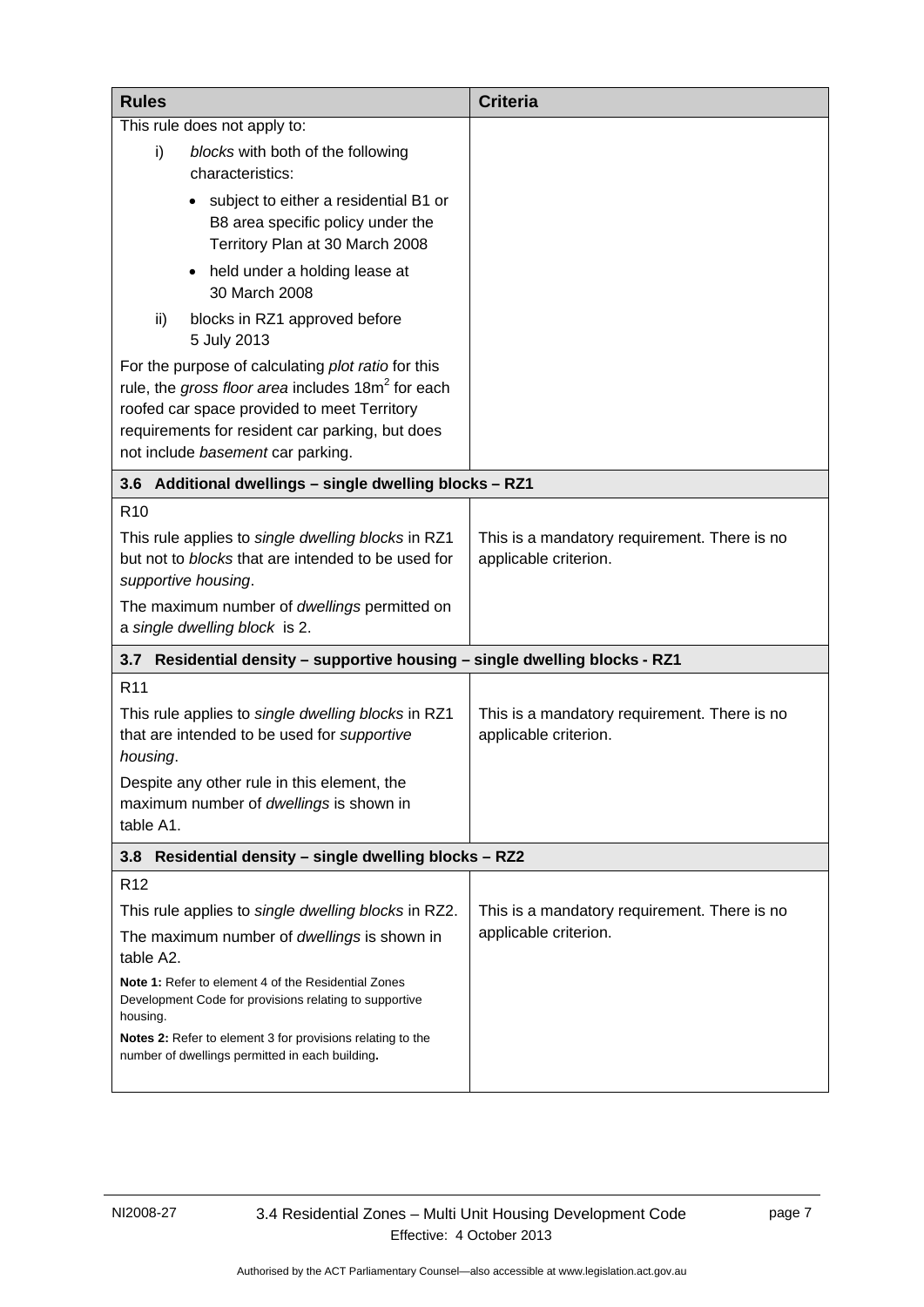| Rules | Criteria |
| --- | --- |
| This rule does not apply to:<br>i) *blocks* with both of the following characteristics:<br>• subject to either a residential B1 or B8 area specific policy under the Territory Plan at 30 March 2008<br>• held under a holding lease at 30 March 2008<br>ii) blocks in RZ1 approved before 5 July 2013<br>For the purpose of calculating *plot ratio* for this rule, the *gross floor area* includes 18m$^2$ for each roofed car space provided to meet Territory requirements for resident car parking, but does not include *basement* car parking. | |
| **3.6 Additional dwellings – single dwelling blocks – RZ1** | |
| R10<br>This rule applies to *single dwelling blocks* in RZ1 but not to *blocks* that are intended to be used for *supportive housing*.<br>The maximum number of *dwellings* permitted on a *single dwelling block* is 2. | This is a mandatory requirement. There is no applicable criterion. |
| **3.7 Residential density – supportive housing – single dwelling blocks - RZ1** | |
| R11<br>This rule applies to *single dwelling blocks* in RZ1 that are intended to be used for *supportive housing*.<br>Despite any other rule in this element, the maximum number of *dwellings* is shown in table A1. | This is a mandatory requirement. There is no applicable criterion. |
| **3.8 Residential density – single dwelling blocks – RZ2** | |
| R12<br>This rule applies to *single dwelling blocks* in RZ2.<br>The maximum number of *dwellings* is shown in table A2.<br>**Note 1:** Refer to element 4 of the Residential Zones Development Code for provisions relating to supportive housing.<br>**Notes 2:** Refer to element 3 for provisions relating to the number of dwellings permitted in each building**.** | This is a mandatory requirement. There is no applicable criterion. |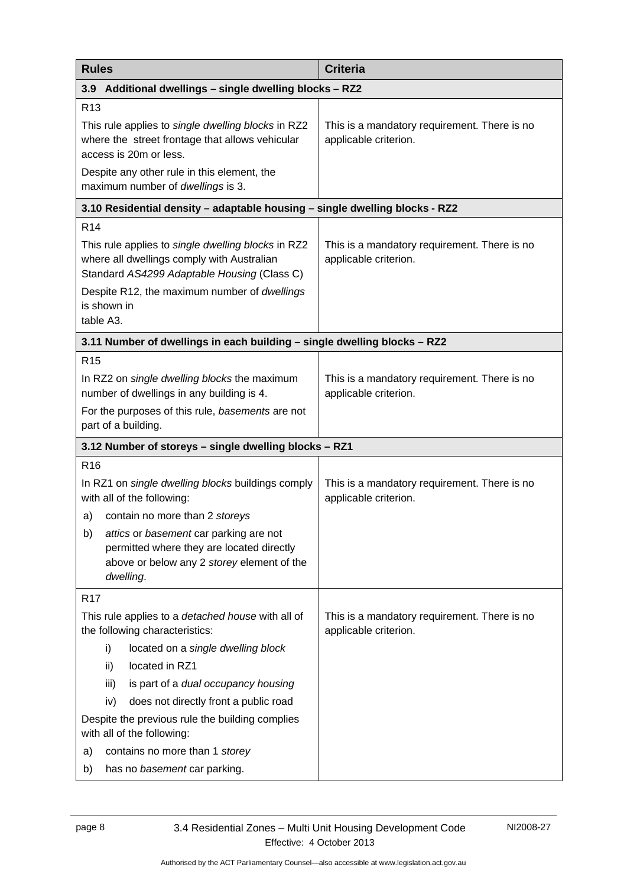| Rules | Criteria |
| --- | --- |
| **3.9 Additional dwellings – single dwelling blocks – RZ2** | |
| R13<br><br>This rule applies to *single dwelling blocks* in RZ2 where the street frontage that allows vehicular access is 20m or less.<br><br>Despite any other rule in this element, the maximum number of *dwellings* is 3. | This is a mandatory requirement. There is no applicable criterion. |
| **3.10 Residential density – adaptable housing – single dwelling blocks - RZ2** | |
| R14<br><br>This rule applies to *single dwelling blocks* in RZ2 where all dwellings comply with Australian Standard *AS4299 Adaptable Housing* (Class C)<br><br>Despite R12, the maximum number of *dwellings* is shown in table A3. | This is a mandatory requirement. There is no applicable criterion. |
| **3.11 Number of dwellings in each building – single dwelling blocks – RZ2** | |
| R15<br><br>In RZ2 on *single dwelling blocks* the maximum number of dwellings in any building is 4.<br><br>For the purposes of this rule, *basements* are not part of a building. | This is a mandatory requirement. There is no applicable criterion. |
| **3.12 Number of storeys – single dwelling blocks – RZ1** | |
| R16<br><br>In RZ1 on *single dwelling blocks* buildings comply with all of the following:<br><br>a) contain no more than 2 *storeys*<br><br>b) *attics* or *basement* car parking are not permitted where they are located directly above or below any 2 *storey* element of the *dwelling*. | This is a mandatory requirement. There is no applicable criterion. |
| R17<br><br>This rule applies to a *detached house* with all of the following characteristics:<br><br>i) located on a *single dwelling block*<br><br>ii) located in RZ1<br><br>iii) is part of a *dual occupancy housing*<br><br>iv) does not directly front a public road<br><br>Despite the previous rule the building complies with all of the following:<br><br>a) contains no more than 1 *storey*<br><br>b) has no *basement* car parking. | This is a mandatory requirement. There is no applicable criterion. |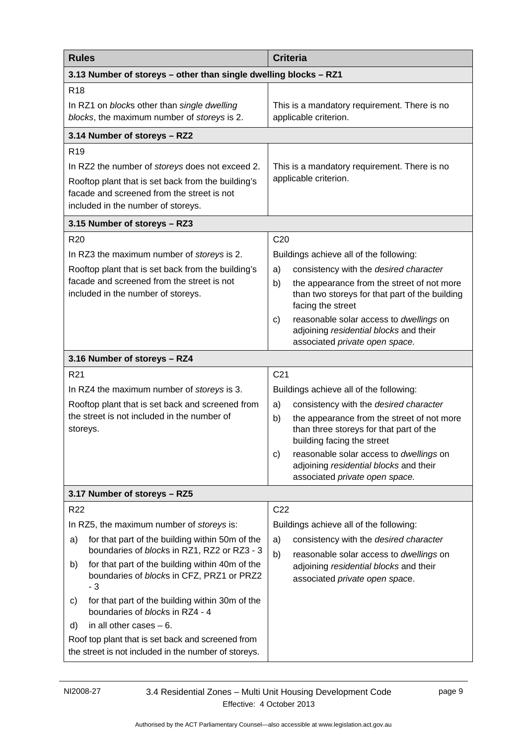| **Rules** | **Criteria** |
| --- | --- |
| **3.13 Number of storeys – other than single dwelling blocks – RZ1** | |
| R18<br><br>In RZ1 on *block*s other than *single dwelling blocks*, the maximum number of *storeys* is 2. | This is a mandatory requirement. There is no applicable criterion. |
| **3.14 Number of storeys – RZ2** | |
| R19<br><br>In RZ2 the number of *storeys* does not exceed 2.<br><br>Rooftop plant that is set back from the building's facade and screened from the street is not included in the number of storeys. | This is a mandatory requirement. There is no applicable criterion. |
| **3.15 Number of storeys – RZ3** | |
| R20<br><br>In RZ3 the maximum number of *storeys* is 2.<br><br>Rooftop plant that is set back from the building's facade and screened from the street is not included in the number of storeys. | C20<br><br>Buildings achieve all of the following:<br><br>a) consistency with the *desired character*<br><br>b) the appearance from the street of not more than two storeys for that part of the building facing the street<br><br>c) reasonable solar access to *dwellings* on adjoining *residential blocks* and their associated *private open space.* |
| **3.16 Number of storeys – RZ4** | |
| R21<br><br>In RZ4 the maximum number of *storeys* is 3.<br><br>Rooftop plant that is set back and screened from the street is not included in the number of storeys. | C21<br><br>Buildings achieve all of the following:<br><br>a) consistency with the *desired character*<br><br>b) the appearance from the street of not more than three storeys for that part of the building facing the street<br><br>c) reasonable solar access to *dwellings* on adjoining *residential blocks* and their associated *private open space.* |
| **3.17 Number of storeys – RZ5** | |
| R22<br><br>In RZ5, the maximum number of *storeys* is:<br><br>a) for that part of the building within 50m of the boundaries of *block*s in RZ1, RZ2 or RZ3 - 3<br><br>b) for that part of the building within 40m of the boundaries of *block*s in CFZ, PRZ1 or PRZ2 - 3<br><br>c) for that part of the building within 30m of the boundaries of *block*s in RZ4 - 4<br><br>d) in all other cases – 6.<br><br>Roof top plant that is set back and screened from the street is not included in the number of storeys. | C22<br><br>Buildings achieve all of the following:<br><br>a) consistency with the *desired character*<br><br>b) reasonable solar access to *dwellings* on adjoining *residential blocks* and their associated *private open space*. |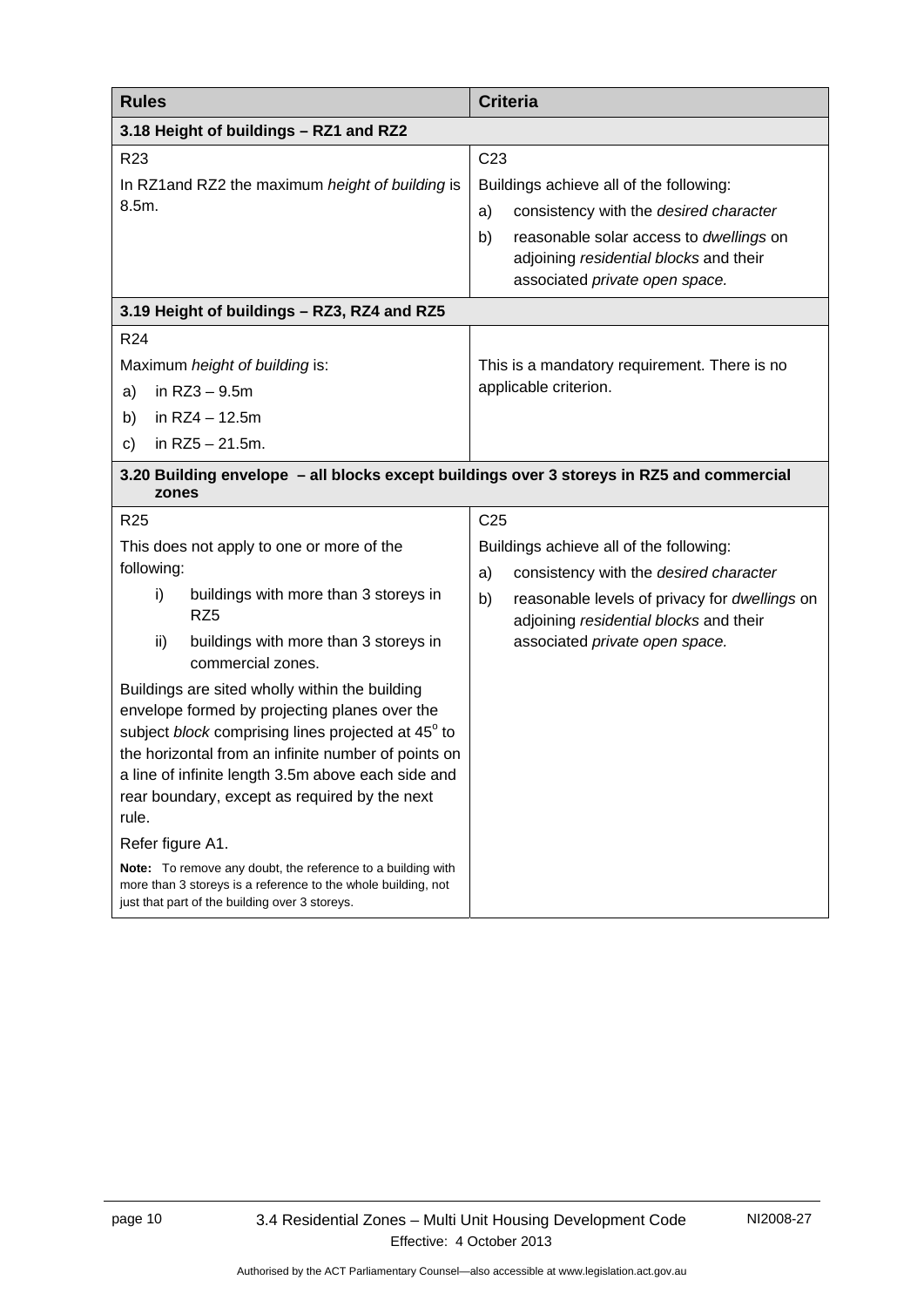| Rules | Criteria |
|---|---|
| **3.18 Height of buildings – RZ1 and RZ2** | |
| R23<br><br>In RZ1and RZ2 the maximum *height of building* is 8.5m. | C23<br><br>Buildings achieve all of the following:<br>a) consistency with the *desired character*<br>b) reasonable solar access to *dwellings* on adjoining *residential blocks* and their associated *private open space.* |
| **3.19 Height of buildings – RZ3, RZ4 and RZ5** | |
| R24<br><br>Maximum *height of building* is:<br>a) in RZ3 – 9.5m<br>b) in RZ4 – 12.5m<br>c) in RZ5 – 21.5m. | This is a mandatory requirement. There is no applicable criterion. |
| **3.20 Building envelope – all blocks except buildings over 3 storeys in RZ5 and commercial zones** | |
| R25<br><br>This does not apply to one or more of the following:<br>i) buildings with more than 3 storeys in RZ5<br>ii) buildings with more than 3 storeys in commercial zones.<br><br>Buildings are sited wholly within the building envelope formed by projecting planes over the subject *block* comprising lines projected at 45$^{o}$ to the horizontal from an infinite number of points on a line of infinite length 3.5m above each side and rear boundary, except as required by the next rule.<br><br>Refer figure A1.<br><br>**Note:** To remove any doubt, the reference to a building with more than 3 storeys is a reference to the whole building, not just that part of the building over 3 storeys. | C25<br><br>Buildings achieve all of the following:<br>a) consistency with the *desired character*<br>b) reasonable levels of privacy for *dwellings* on adjoining *residential blocks* and their associated *private open space.* |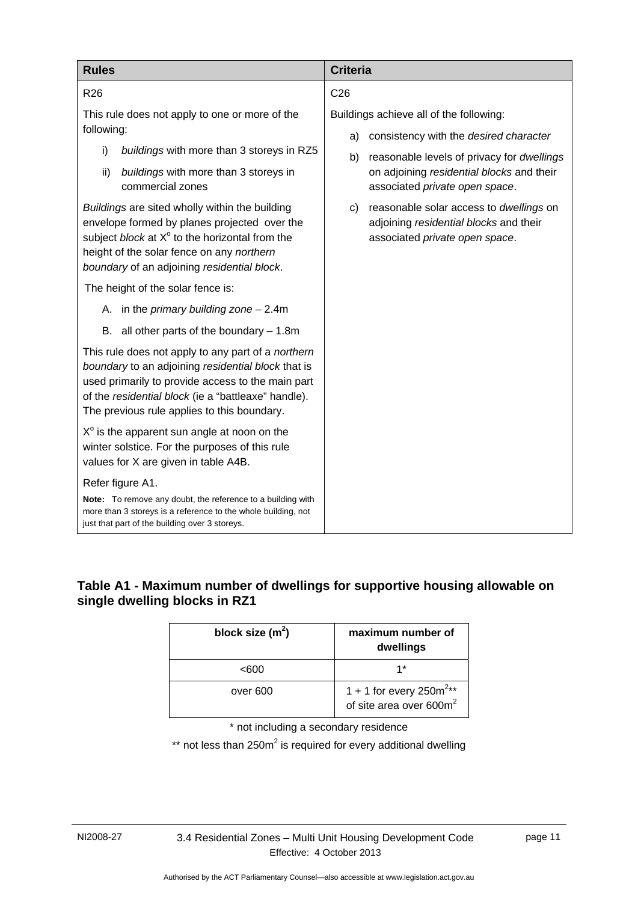| Rules | Criteria |
|---|---|
| R26<br><br>This rule does not apply to one or more of the following:<br><br>i) *buildings* with more than 3 storeys in RZ5<br>ii) *buildings* with more than 3 storeys in commercial zones<br><br>*Buildings* are sited wholly within the building envelope formed by planes projected over the subject *block* at X° to the horizontal from the height of the solar fence on any *northern boundary* of an adjoining *residential block*.<br><br>The height of the solar fence is:<br><br>A. in the *primary building zone* – 2.4m<br>B. all other parts of the boundary – 1.8m<br><br>This rule does not apply to any part of a *northern boundary* to an adjoining *residential block* that is used primarily to provide access to the main part of the *residential block* (ie a "battleaxe" handle). The previous rule applies to this boundary.<br><br>X° is the apparent sun angle at noon on the winter solstice. For the purposes of this rule values for X are given in table A4B.<br><br>Refer figure A1.<br><br>**Note:** To remove any doubt, the reference to a building with more than 3 storeys is a reference to the whole building, not just that part of the building over 3 storeys. | C26<br><br>Buildings achieve all of the following:<br><br>a) consistency with the *desired character*<br>b) reasonable levels of privacy for *dwellings* on adjoining *residential blocks* and their associated *private open space*.<br>c) reasonable solar access to *dwellings* on adjoining *residential blocks* and their associated *private open space*. |

## Table A1 - Maximum number of dwellings for supportive housing allowable on single dwelling blocks in RZ1

| block size ($m^2$) | maximum number of dwellings |
|---|---|
| <600 | 1* |
| over 600 | 1 + 1 for every 250$m^2$** of site area over 600$m^2$ |

\* not including a secondary residence

** not less than 250$m^2$ is required for every additional dwelling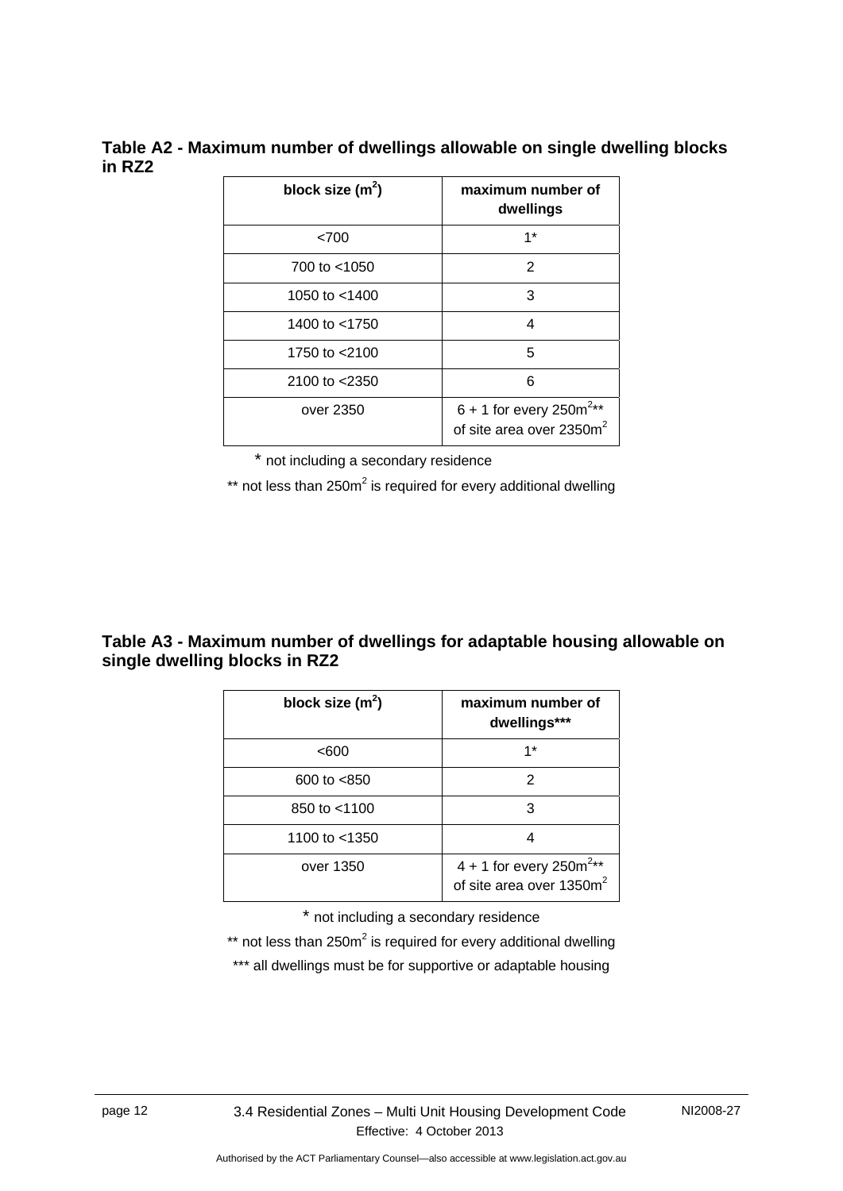**Table A2 - Maximum number of dwellings allowable on single dwelling blocks in RZ2**

| block size ($m^2$) | maximum number of dwellings |
|---|---|
| <700 | 1* |
| 700 to <1050 | 2 |
| 1050 to <1400 | 3 |
| 1400 to <1750 | 4 |
| 1750 to <2100 | 5 |
| 2100 to <2350 | 6 |
| over 2350 | 6 + 1 for every $250m^2$** of site area over $2350m^2$ |

* not including a secondary residence

** not less than $250m^2$ is required for every additional dwelling

**Table A3 - Maximum number of dwellings for adaptable housing allowable on single dwelling blocks in RZ2**

| block size ($m^2$) | maximum number of dwellings*** |
|---|---|
| <600 | 1* |
| 600 to <850 | 2 |
| 850 to <1100 | 3 |
| 1100 to <1350 | 4 |
| over 1350 | 4 + 1 for every $250m^2$** of site area over $1350m^2$ |

* not including a secondary residence

** not less than $250m^2$ is required for every additional dwelling

*** all dwellings must be for supportive or adaptable housing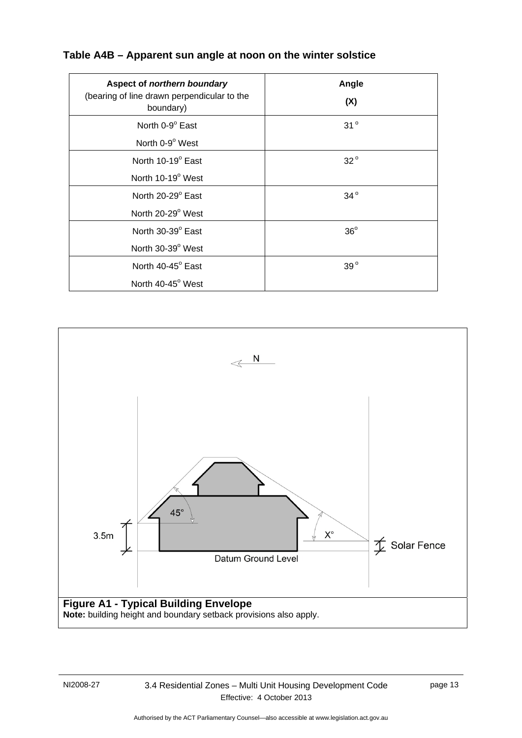### Table A4B – Apparent sun angle at noon on the winter solstice

| **Aspect of *northern boundary*** (bearing of line drawn perpendicular to the boundary) | **Angle (X)** |
|---|---|
| North 0-9° East<br>North 0-9° West | 31° |
| North 10-19° East<br>North 10-19° West | 32° |
| North 20-29° East<br>North 20-29° West | 34° |
| North 30-39° East<br>North 30-39° West | 36° |
| North 40-45° East<br>North 40-45° West | 39° |

**Figure A1 - Typical Building Envelope**

**Note:** building height and boundary setback provisions also apply.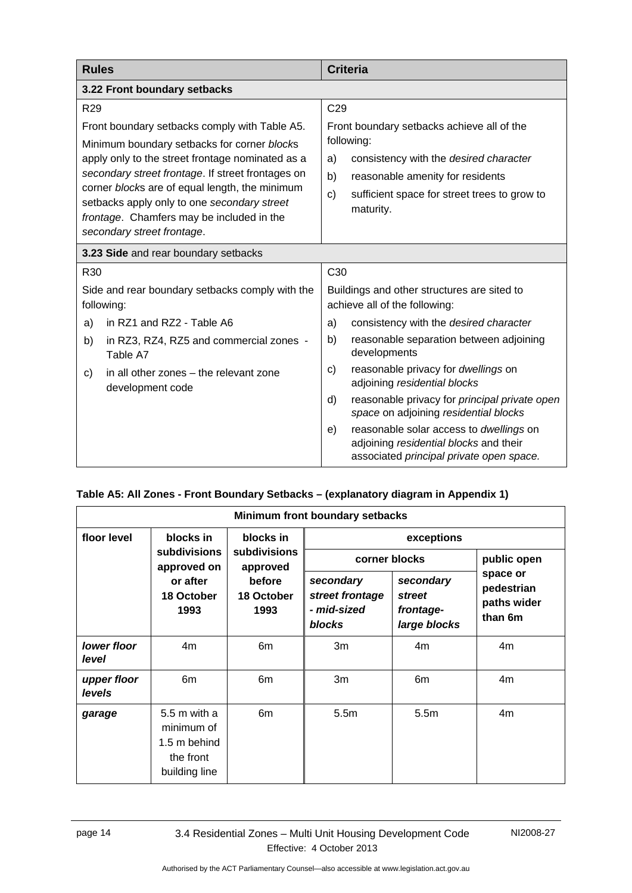| Rules | Criteria |
|---|---|
| **3.22 Front boundary setbacks** | |
| R29<br><br>Front boundary setbacks comply with Table A5.<br><br>Minimum boundary setbacks for corner *block*s apply only to the street frontage nominated as a *secondary street frontage*. If street frontages on corner *block*s are of equal length, the minimum setbacks apply only to one *secondary street frontage*. Chamfers may be included in the *secondary street frontage*. | C29<br><br>Front boundary setbacks achieve all of the following:<br><br>a) consistency with the *desired character*<br>b) reasonable amenity for residents<br>c) sufficient space for street trees to grow to maturity. |
| **3.23 Side** and rear boundary setbacks | |
| R30<br><br>Side and rear boundary setbacks comply with the following:<br><br>a) in RZ1 and RZ2 - Table A6<br>b) in RZ3, RZ4, RZ5 and commercial zones - Table A7<br>c) in all other zones – the relevant zone development code | C30<br><br>Buildings and other structures are sited to achieve all of the following:<br><br>a) consistency with the *desired character*<br>b) reasonable separation between adjoining developments<br>c) reasonable privacy for *dwellings* on adjoining *residential blocks*<br>d) reasonable privacy for *principal private open space* on adjoining *residential blocks*<br>e) reasonable solar access to *dwellings* on adjoining *residential blocks* and their associated *principal private open space*. |

**Table A5: All Zones - Front Boundary Setbacks – (explanatory diagram in Appendix 1)**

| Minimum front boundary setbacks | | | | | |
|---|---|---|---|---|---|
| **floor level** | **blocks in subdivisions approved on or after 18 October 1993** | **blocks in subdivisions approved before 18 October 1993** | **exceptions** | | |
| | | | **corner blocks** | | **public open space or pedestrian paths wider than 6m** |
| | | | ***secondary street frontage* - *mid-sized blocks*** | ***secondary street frontage*- *large blocks*** | |
| ***lower floor level*** | 4m | 6m | 3m | 4m | 4m |
| ***upper floor levels*** | 6m | 6m | 3m | 6m | 4m |
| ***garage*** | 5.5 m with a minimum of 1.5 m behind the front building line | 6m | 5.5m | 5.5m | 4m |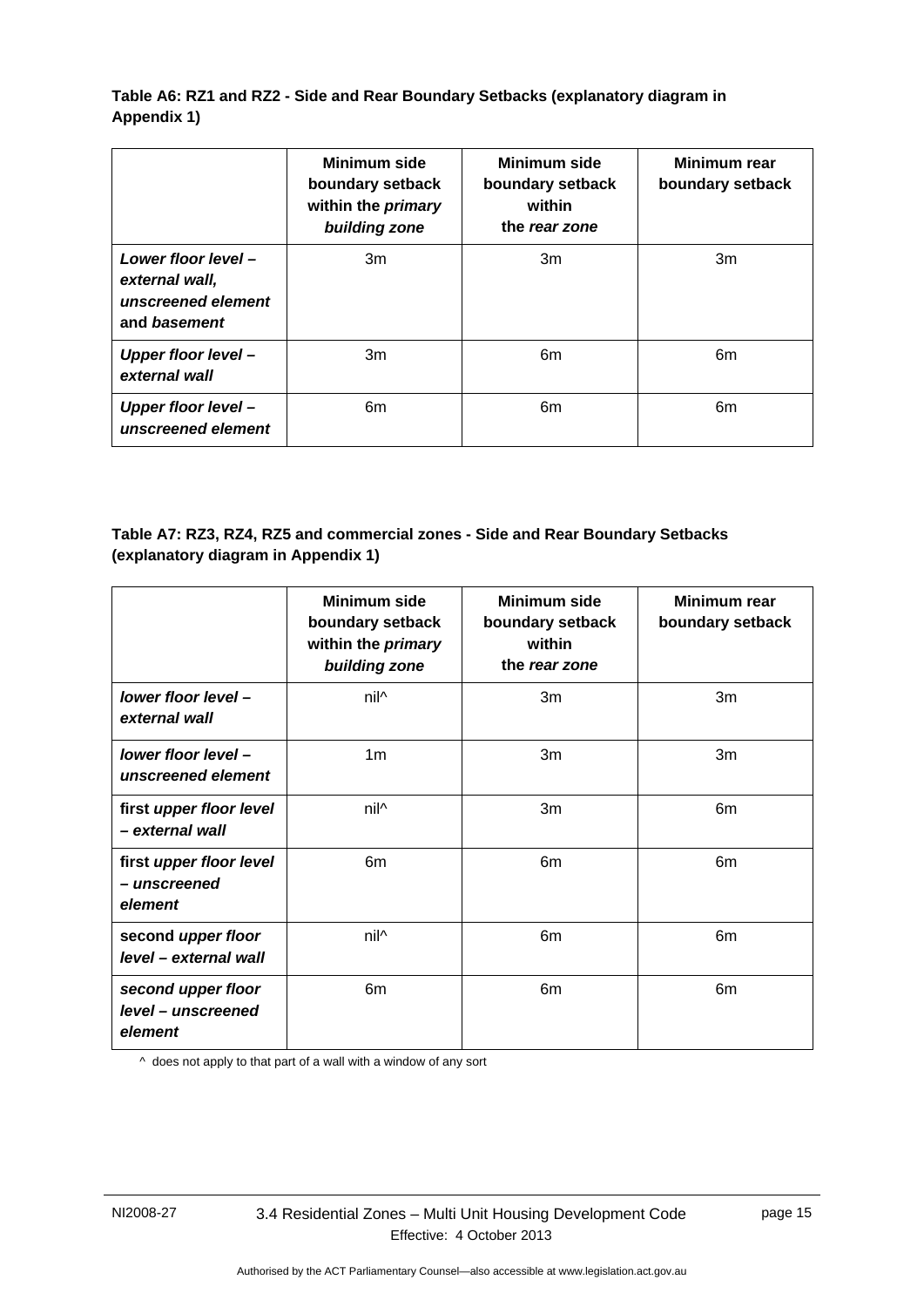**Table A6: RZ1 and RZ2 - Side and Rear Boundary Setbacks (explanatory diagram in Appendix 1)**

| | Minimum side boundary setback within the *primary building zone* | Minimum side boundary setback within the *rear zone* | Minimum rear boundary setback |
|---|---|---|---|
| ***Lower floor level* – *external wall*, *unscreened element* and *basement*** | 3m | 3m | 3m |
| ***Upper floor level* – *external wall*** | 3m | 6m | 6m |
| ***Upper floor level* – *unscreened element*** | 6m | 6m | 6m |

**Table A7: RZ3, RZ4, RZ5 and commercial zones - Side and Rear Boundary Setbacks (explanatory diagram in Appendix 1)**

| | Minimum side boundary setback within the *primary building zone* | Minimum side boundary setback within the *rear zone* | Minimum rear boundary setback |
|---|---|---|---|
| ***lower floor level* – *external wall*** | nil^ | 3m | 3m |
| ***lower floor level* – *unscreened element*** | 1m | 3m | 3m |
| **first *upper floor level* – *external wall*** | nil^ | 3m | 6m |
| **first *upper floor level* – *unscreened element*** | 6m | 6m | 6m |
| **second *upper floor level* – *external wall*** | nil^ | 6m | 6m |
| **second *upper floor level* – *unscreened element*** | 6m | 6m | 6m |

^ does not apply to that part of a wall with a window of any sort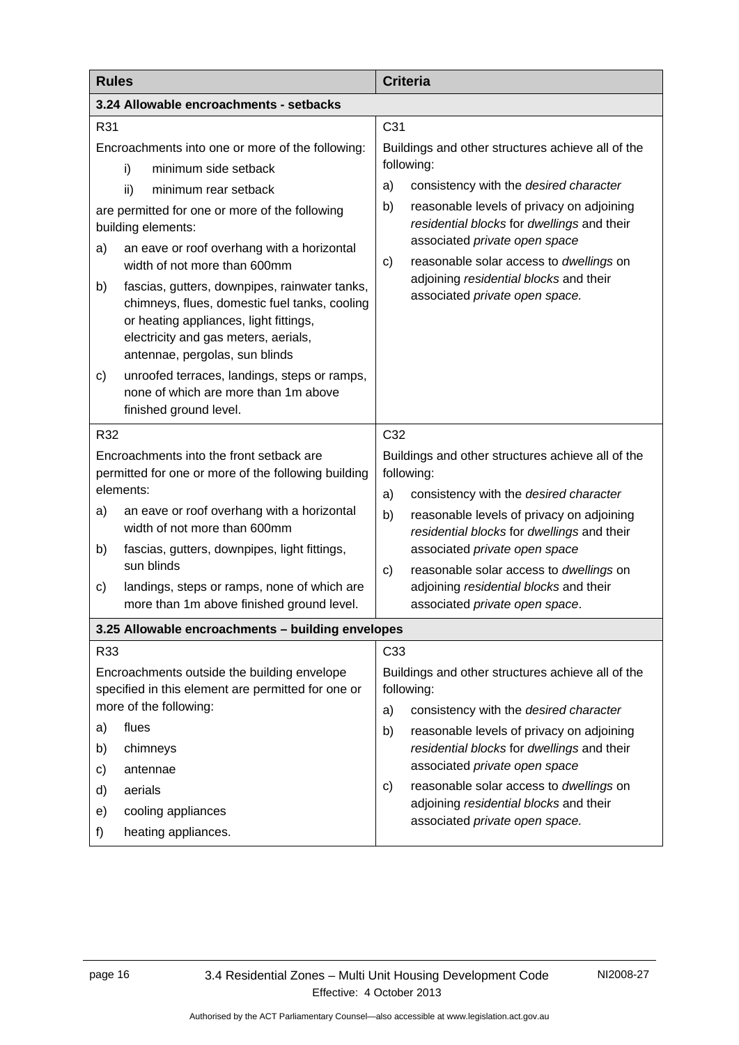| Rules | Criteria |
|---|---|
| **3.24 Allowable encroachments - setbacks** | |
| R31<br><br>Encroachments into one or more of the following:<br>i) minimum side setback<br>ii) minimum rear setback<br><br>are permitted for one or more of the following building elements:<br>a) an eave or roof overhang with a horizontal width of not more than 600mm<br>b) fascias, gutters, downpipes, rainwater tanks, chimneys, flues, domestic fuel tanks, cooling or heating appliances, light fittings, electricity and gas meters, aerials, antennae, pergolas, sun blinds<br>c) unroofed terraces, landings, steps or ramps, none of which are more than 1m above finished ground level. | C31<br><br>Buildings and other structures achieve all of the following:<br>a) consistency with the *desired character*<br>b) reasonable levels of privacy on adjoining *residential blocks* for *dwellings* and their associated *private open space*<br>c) reasonable solar access to *dwellings* on adjoining *residential blocks* and their associated *private open space.* |
| R32<br><br>Encroachments into the front setback are permitted for one or more of the following building elements:<br>a) an eave or roof overhang with a horizontal width of not more than 600mm<br>b) fascias, gutters, downpipes, light fittings, sun blinds<br>c) landings, steps or ramps, none of which are more than 1m above finished ground level. | C32<br><br>Buildings and other structures achieve all of the following:<br>a) consistency with the *desired character*<br>b) reasonable levels of privacy on adjoining *residential blocks* for *dwellings* and their associated *private open space*<br>c) reasonable solar access to *dwellings* on adjoining *residential blocks* and their associated *private open space*. |
| **3.25 Allowable encroachments – building envelopes** | |
| R33<br><br>Encroachments outside the building envelope specified in this element are permitted for one or more of the following:<br>a) flues<br>b) chimneys<br>c) antennae<br>d) aerials<br>e) cooling appliances<br>f) heating appliances. | C33<br><br>Buildings and other structures achieve all of the following:<br>a) consistency with the *desired character*<br>b) reasonable levels of privacy on adjoining *residential blocks* for *dwellings* and their associated *private open space*<br>c) reasonable solar access to *dwellings* on adjoining *residential blocks* and their associated *private open space.* |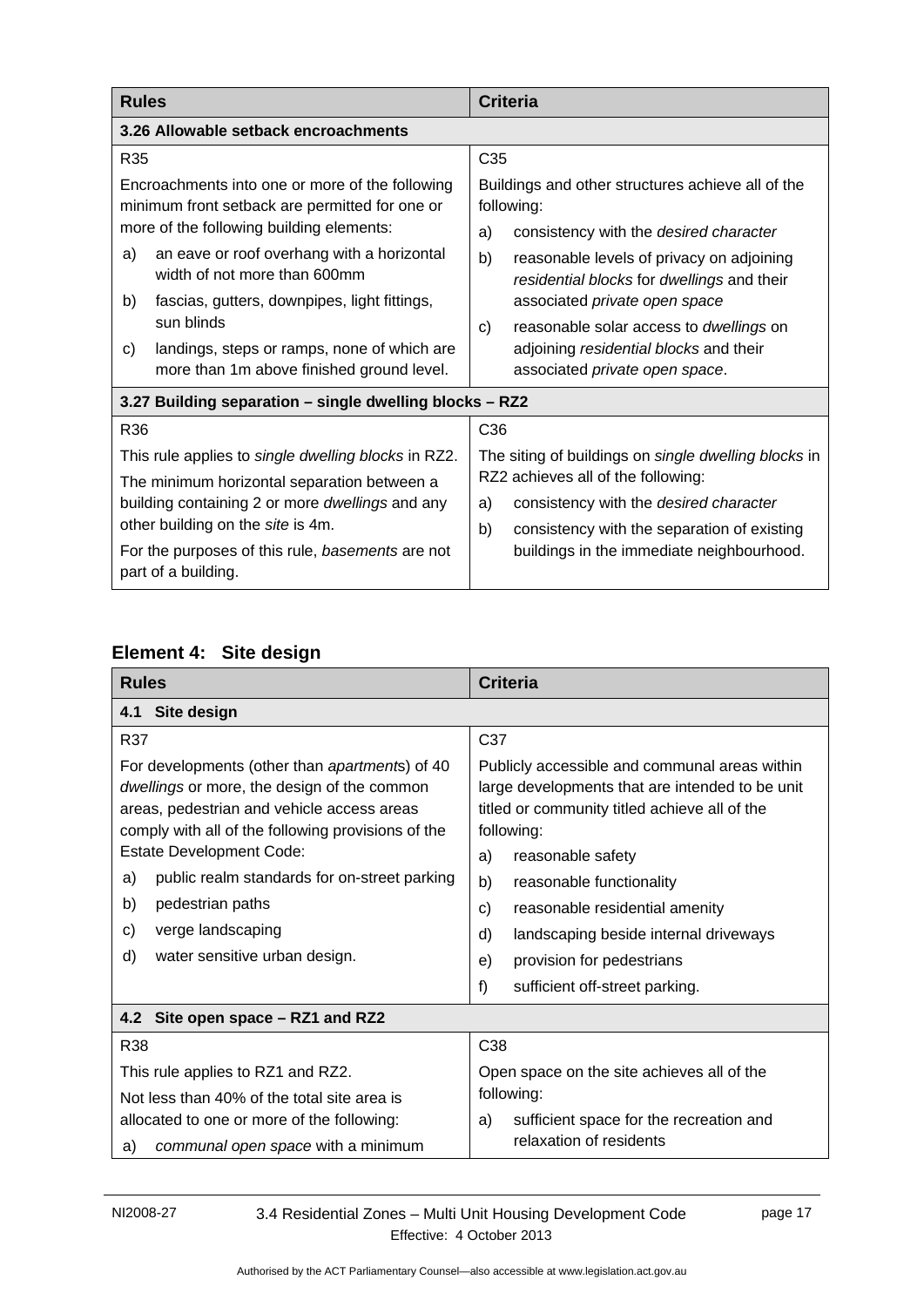| Rules | Criteria |
|---|---|
| **3.26 Allowable setback encroachments** | |
| R35<br><br>Encroachments into one or more of the following minimum front setback are permitted for one or more of the following building elements:<br><br>a) an eave or roof overhang with a horizontal width of not more than 600mm<br><br>b) fascias, gutters, downpipes, light fittings, sun blinds<br><br>c) landings, steps or ramps, none of which are more than 1m above finished ground level. | C35<br><br>Buildings and other structures achieve all of the following:<br><br>a) consistency with the *desired character*<br><br>b) reasonable levels of privacy on adjoining *residential blocks* for *dwellings* and their associated *private open space*<br><br>c) reasonable solar access to *dwellings* on adjoining *residential blocks* and their associated *private open space*. |
| **3.27 Building separation – single dwelling blocks – RZ2** | |
| R36<br><br>This rule applies to *single dwelling blocks* in RZ2.<br><br>The minimum horizontal separation between a building containing 2 or more *dwellings* and any other building on the *site* is 4m.<br><br>For the purposes of this rule, *basements* are not part of a building. | C36<br><br>The siting of buildings on *single dwelling blocks* in RZ2 achieves all of the following:<br><br>a) consistency with the *desired character*<br><br>b) consistency with the separation of existing buildings in the immediate neighbourhood. |

## Element 4: Site design

| Rules | Criteria |
|---|---|
| **4.1 Site design** | |
| R37<br><br>For developments (other than *apartments*) of 40 *dwellings* or more, the design of the common areas, pedestrian and vehicle access areas comply with all of the following provisions of the Estate Development Code:<br><br>a) public realm standards for on-street parking<br><br>b) pedestrian paths<br><br>c) verge landscaping<br><br>d) water sensitive urban design. | C37<br><br>Publicly accessible and communal areas within large developments that are intended to be unit titled or community titled achieve all of the following:<br><br>a) reasonable safety<br><br>b) reasonable functionality<br><br>c) reasonable residential amenity<br><br>d) landscaping beside internal driveways<br><br>e) provision for pedestrians<br><br>f) sufficient off-street parking. |
| **4.2 Site open space – RZ1 and RZ2** | |
| R38<br><br>This rule applies to RZ1 and RZ2.<br><br>Not less than 40% of the total site area is allocated to one or more of the following:<br><br>a) *communal open space* with a minimum | C38<br><br>Open space on the site achieves all of the following:<br><br>a) sufficient space for the recreation and relaxation of residents |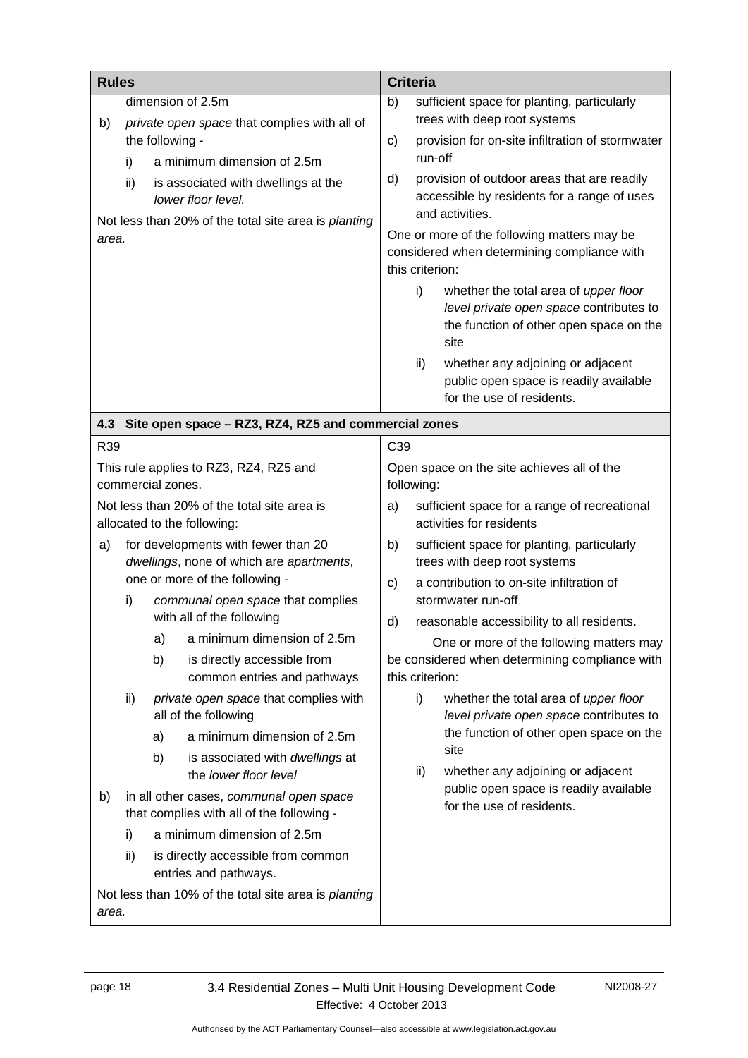| Rules | Criteria |
|---|---|
| dimension of 2.5m<br>b) *private open space* that complies with all of the following -<br>i) a minimum dimension of 2.5m<br>ii) is associated with dwellings at the *lower floor level.*<br>Not less than 20% of the total site area is *planting area.* | b) sufficient space for planting, particularly trees with deep root systems<br>c) provision for on-site infiltration of stormwater run-off<br>d) provision of outdoor areas that are readily accessible by residents for a range of uses and activities.<br>One or more of the following matters may be considered when determining compliance with this criterion:<br>i) whether the total area of *upper floor level private open space* contributes to the function of other open space on the site<br>ii) whether any adjoining or adjacent public open space is readily available for the use of residents. |
| **4.3 Site open space – RZ3, RZ4, RZ5 and commercial zones** | |
| R39<br>This rule applies to RZ3, RZ4, RZ5 and commercial zones.<br>Not less than 20% of the total site area is allocated to the following:<br>a) for developments with fewer than 20 *dwellings*, none of which are *apartments*, one or more of the following -<br>i) *communal open space* that complies with all of the following<br>a) a minimum dimension of 2.5m<br>b) is directly accessible from common entries and pathways<br>ii) *private open space* that complies with all of the following<br>a) a minimum dimension of 2.5m<br>b) is associated with *dwellings* at the *lower floor level*<br>b) in all other cases, *communal open space* that complies with all of the following -<br>i) a minimum dimension of 2.5m<br>ii) is directly accessible from common entries and pathways.<br>Not less than 10% of the total site area is *planting area.* | C39<br>Open space on the site achieves all of the following:<br>a) sufficient space for a range of recreational activities for residents<br>b) sufficient space for planting, particularly trees with deep root systems<br>c) a contribution to on-site infiltration of stormwater run-off<br>d) reasonable accessibility to all residents.<br>One or more of the following matters may be considered when determining compliance with this criterion:<br>i) whether the total area of *upper floor level private open space* contributes to the function of other open space on the site<br>ii) whether any adjoining or adjacent public open space is readily available for the use of residents. |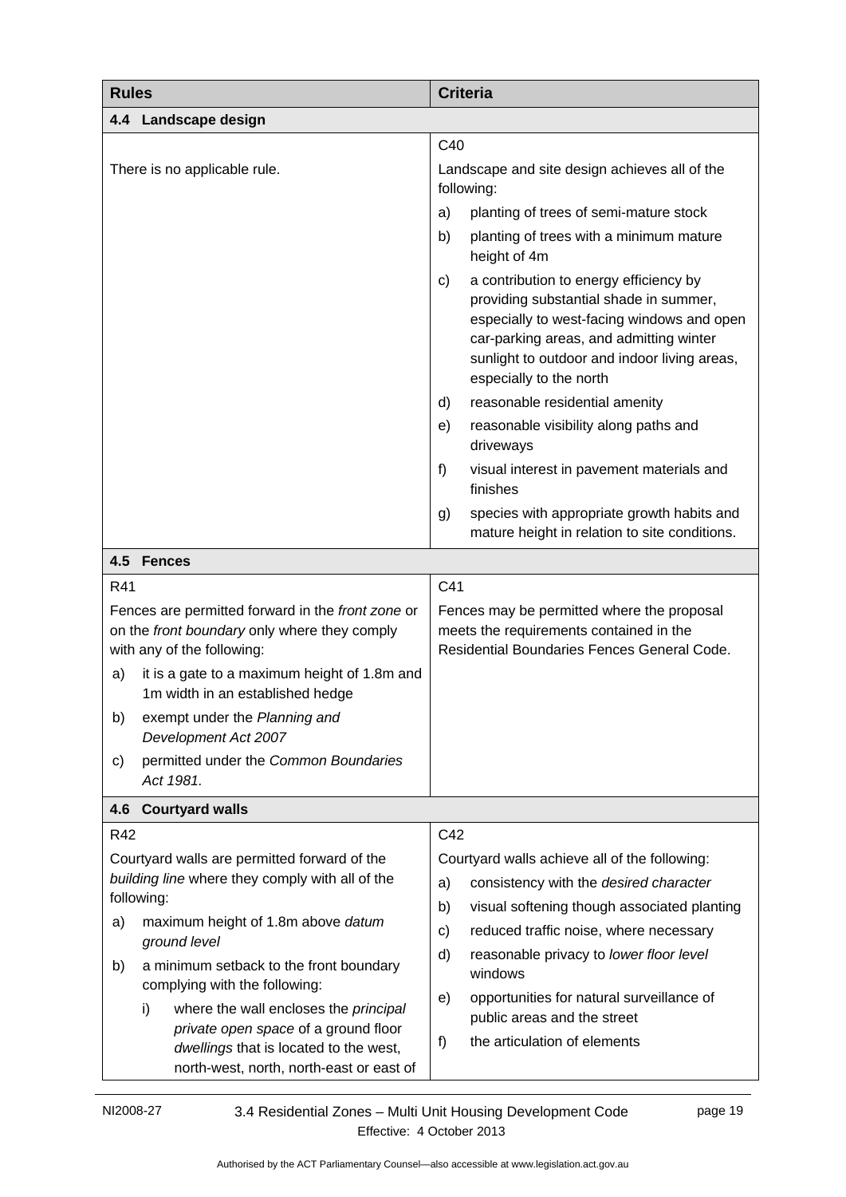| Rules | Criteria |
|---|---|
| **4.4 Landscape design** | |
| There is no applicable rule. | C40<br>Landscape and site design achieves all of the following:<br>a) planting of trees of semi-mature stock<br>b) planting of trees with a minimum mature height of 4m<br>c) a contribution to energy efficiency by providing substantial shade in summer, especially to west-facing windows and open car-parking areas, and admitting winter sunlight to outdoor and indoor living areas, especially to the north<br>d) reasonable residential amenity<br>e) reasonable visibility along paths and driveways<br>f) visual interest in pavement materials and finishes<br>g) species with appropriate growth habits and mature height in relation to site conditions. |
| **4.5 Fences** | |
| R41<br>Fences are permitted forward in the *front zone* or on the *front boundary* only where they comply with any of the following:<br>a) it is a gate to a maximum height of 1.8m and 1m width in an established hedge<br>b) exempt under the *Planning and Development Act 2007*<br>c) permitted under the *Common Boundaries Act 1981.* | C41<br>Fences may be permitted where the proposal meets the requirements contained in the Residential Boundaries Fences General Code. |
| **4.6 Courtyard walls** | |
| R42<br>Courtyard walls are permitted forward of the *building line* where they comply with all of the following:<br>a) maximum height of 1.8m above *datum ground level*<br>b) a minimum setback to the front boundary complying with the following:<br>i) where the wall encloses the *principal private open space* of a ground floor *dwellings* that is located to the west, north-west, north, north-east or east of | C42<br>Courtyard walls achieve all of the following:<br>a) consistency with the *desired character*<br>b) visual softening though associated planting<br>c) reduced traffic noise, where necessary<br>d) reasonable privacy to *lower floor level* windows<br>e) opportunities for natural surveillance of public areas and the street<br>f) the articulation of elements |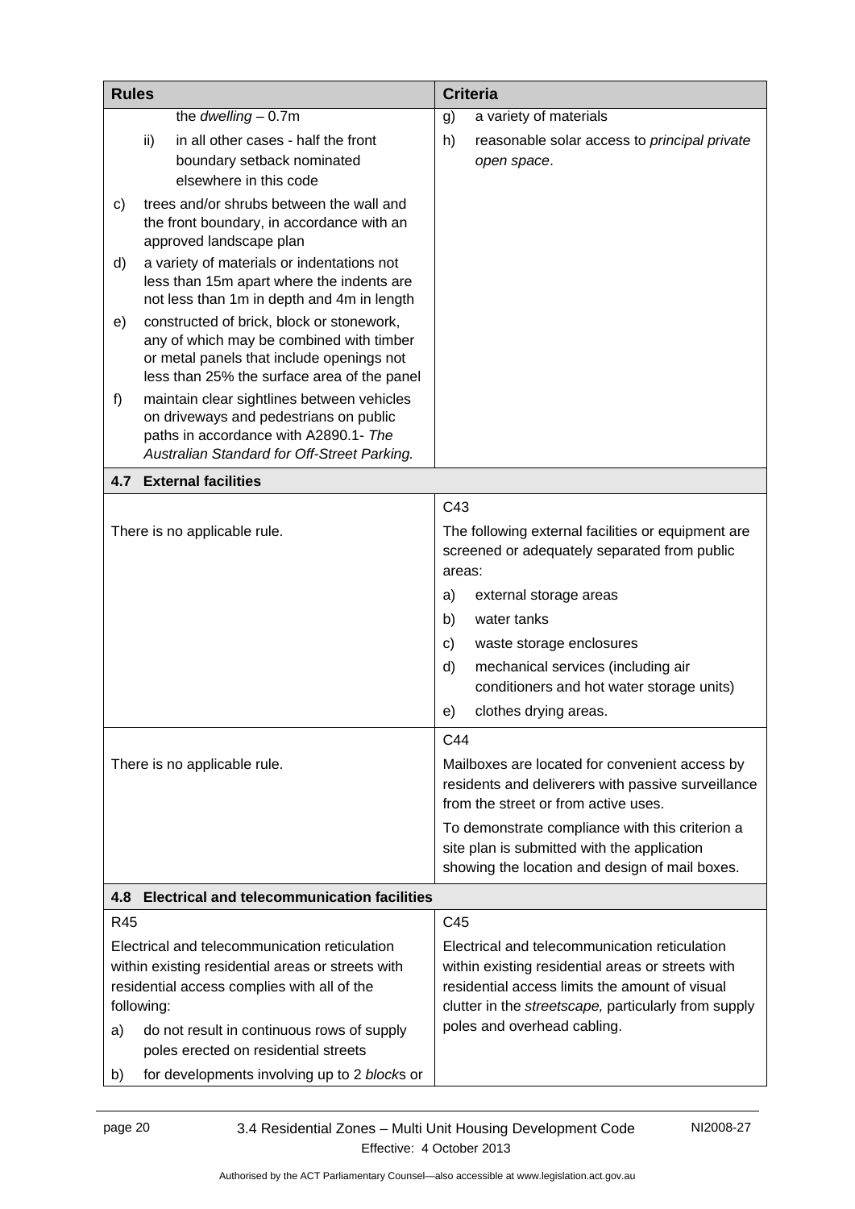| Rules | Criteria |
|---|---|
| the *dwelling* – 0.7m<br>ii) in all other cases - half the front boundary setback nominated elsewhere in this code<br>c) trees and/or shrubs between the wall and the front boundary, in accordance with an approved landscape plan<br>d) a variety of materials or indentations not less than 15m apart where the indents are not less than 1m in depth and 4m in length<br>e) constructed of brick, block or stonework, any of which may be combined with timber or metal panels that include openings not less than 25% the surface area of the panel<br>f) maintain clear sightlines between vehicles on driveways and pedestrians on public paths in accordance with A2890.1- *The Australian Standard for Off-Street Parking.* | g) a variety of materials<br>h) reasonable solar access to *principal private open space*. |
| **4.7 External facilities** | |
| There is no applicable rule. | C43<br>The following external facilities or equipment are screened or adequately separated from public areas:<br>a) external storage areas<br>b) water tanks<br>c) waste storage enclosures<br>d) mechanical services (including air conditioners and hot water storage units)<br>e) clothes drying areas. |
| There is no applicable rule. | C44<br>Mailboxes are located for convenient access by residents and deliverers with passive surveillance from the street or from active uses.<br>To demonstrate compliance with this criterion a site plan is submitted with the application showing the location and design of mail boxes. |
| **4.8 Electrical and telecommunication facilities** | |
| R45<br>Electrical and telecommunication reticulation within existing residential areas or streets with residential access complies with all of the following:<br>a) do not result in continuous rows of supply poles erected on residential streets<br>b) for developments involving up to 2 *block*s or | C45<br>Electrical and telecommunication reticulation within existing residential areas or streets with residential access limits the amount of visual clutter in the *streetscape,* particularly from supply poles and overhead cabling. |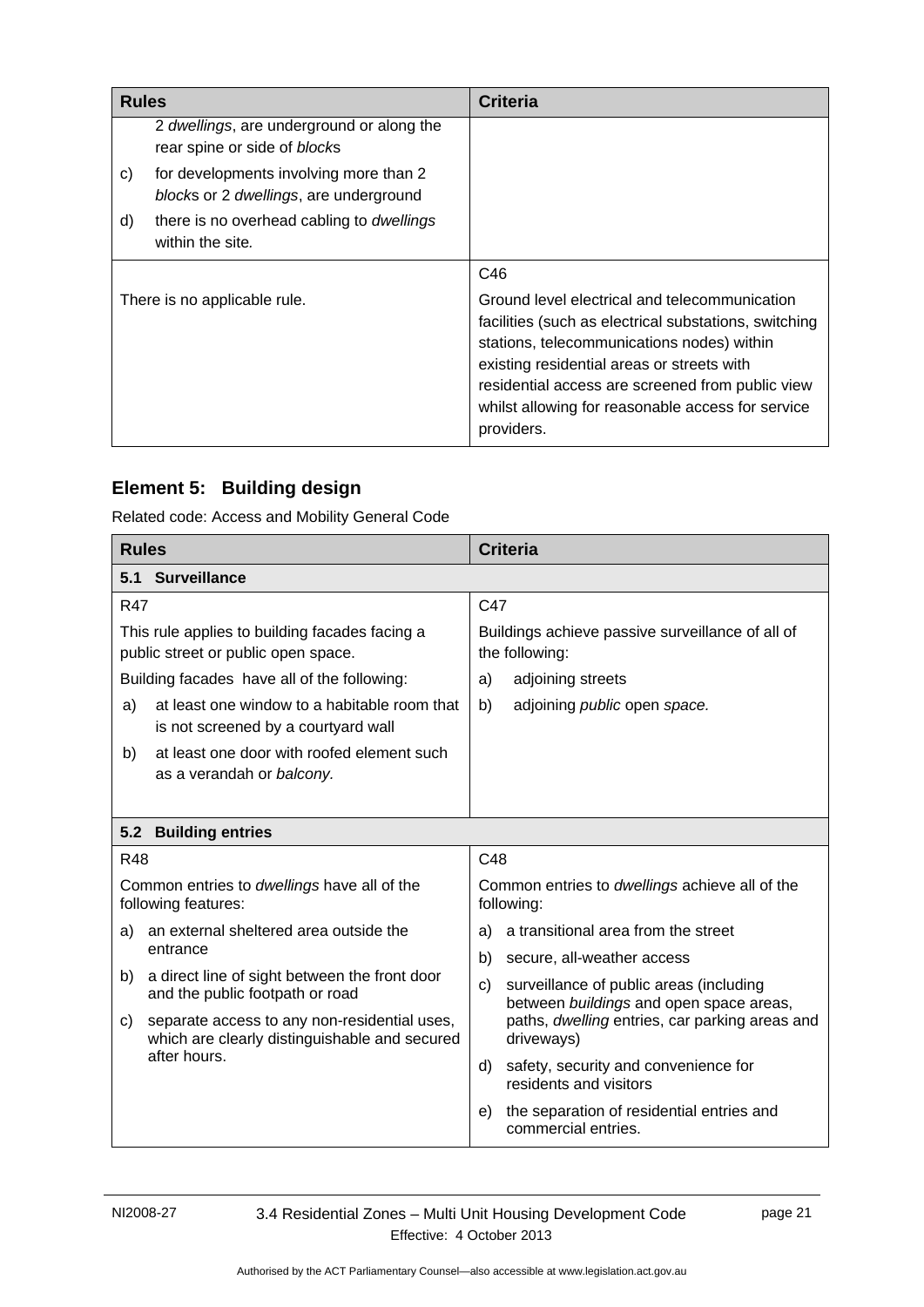| Rules | Criteria |
| --- | --- |
| 2 *dwellings*, are underground or along the rear spine or side of *block*s<br>c) for developments involving more than 2 *block*s or 2 *dwellings*, are underground<br>d) there is no overhead cabling to *dwellings* within the site. | |
| There is no applicable rule. | C46<br>Ground level electrical and telecommunication facilities (such as electrical substations, switching stations, telecommunications nodes) within existing residential areas or streets with residential access are screened from public view whilst allowing for reasonable access for service providers. |

## Element 5: Building design

Related code: Access and Mobility General Code

| Rules | Criteria |
| --- | --- |
| **5.1 Surveillance** | |
| R47<br>This rule applies to building facades facing a public street or public open space.<br>Building facades have all of the following:<br>a) at least one window to a habitable room that is not screened by a courtyard wall<br>b) at least one door with roofed element such as a verandah or *balcony.* | C47<br>Buildings achieve passive surveillance of all of the following:<br>a) adjoining streets<br>b) adjoining *public* open *space.* |
| **5.2 Building entries** | |
| R48<br>Common entries to *dwellings* have all of the following features:<br>a) an external sheltered area outside the entrance<br>b) a direct line of sight between the front door and the public footpath or road<br>c) separate access to any non-residential uses, which are clearly distinguishable and secured after hours. | C48<br>Common entries to *dwellings* achieve all of the following:<br>a) a transitional area from the street<br>b) secure, all-weather access<br>c) surveillance of public areas (including between *buildings* and open space areas, paths, *dwelling* entries, car parking areas and driveways)<br>d) safety, security and convenience for residents and visitors<br>e) the separation of residential entries and commercial entries. |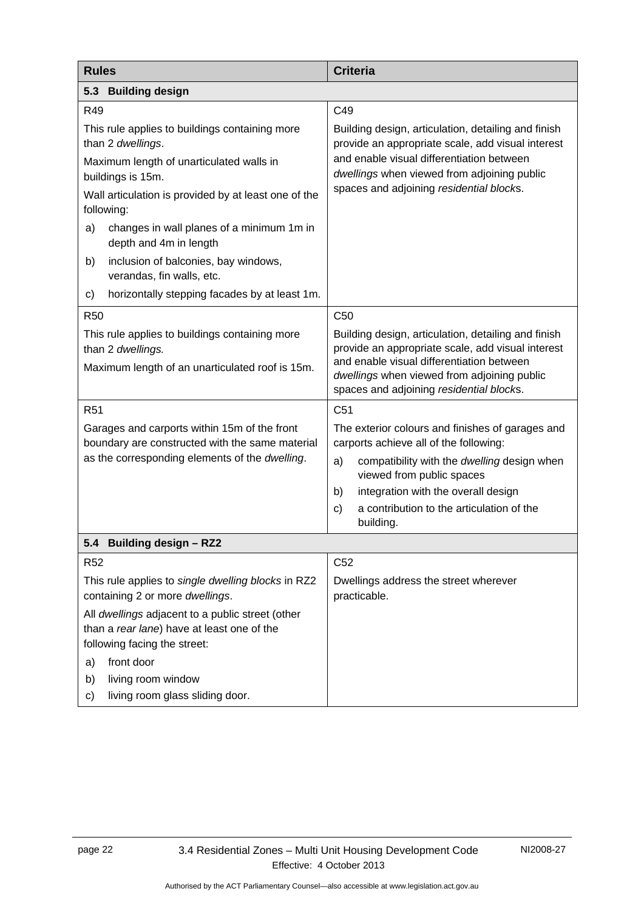| Rules | Criteria |
|---|---|
| **5.3 Building design** | |
| R49<br><br>This rule applies to buildings containing more than 2 *dwellings*.<br><br>Maximum length of unarticulated walls in buildings is 15m.<br><br>Wall articulation is provided by at least one of the following:<br><br>a) changes in wall planes of a minimum 1m in depth and 4m in length<br><br>b) inclusion of balconies, bay windows, verandas, fin walls, etc.<br><br>c) horizontally stepping facades by at least 1m. | C49<br><br>Building design, articulation, detailing and finish provide an appropriate scale, add visual interest and enable visual differentiation between *dwellings* when viewed from adjoining public spaces and adjoining *residential block*s. |
| R50<br><br>This rule applies to buildings containing more than 2 *dwellings.*<br><br>Maximum length of an unarticulated roof is 15m. | C50<br><br>Building design, articulation, detailing and finish provide an appropriate scale, add visual interest and enable visual differentiation between *dwellings* when viewed from adjoining public spaces and adjoining *residential block*s. |
| R51<br><br>Garages and carports within 15m of the front boundary are constructed with the same material as the corresponding elements of the *dwelling*. | C51<br><br>The exterior colours and finishes of garages and carports achieve all of the following:<br><br>a) compatibility with the *dwelling* design when viewed from public spaces<br><br>b) integration with the overall design<br><br>c) a contribution to the articulation of the building. |
| **5.4 Building design – RZ2** | |
| R52<br><br>This rule applies to *single dwelling blocks* in RZ2 containing 2 or more *dwellings*.<br><br>All *dwellings* adjacent to a public street (other than a *rear lane*) have at least one of the following facing the street:<br><br>a) front door<br><br>b) living room window<br><br>c) living room glass sliding door. | C52<br><br>Dwellings address the street wherever practicable. |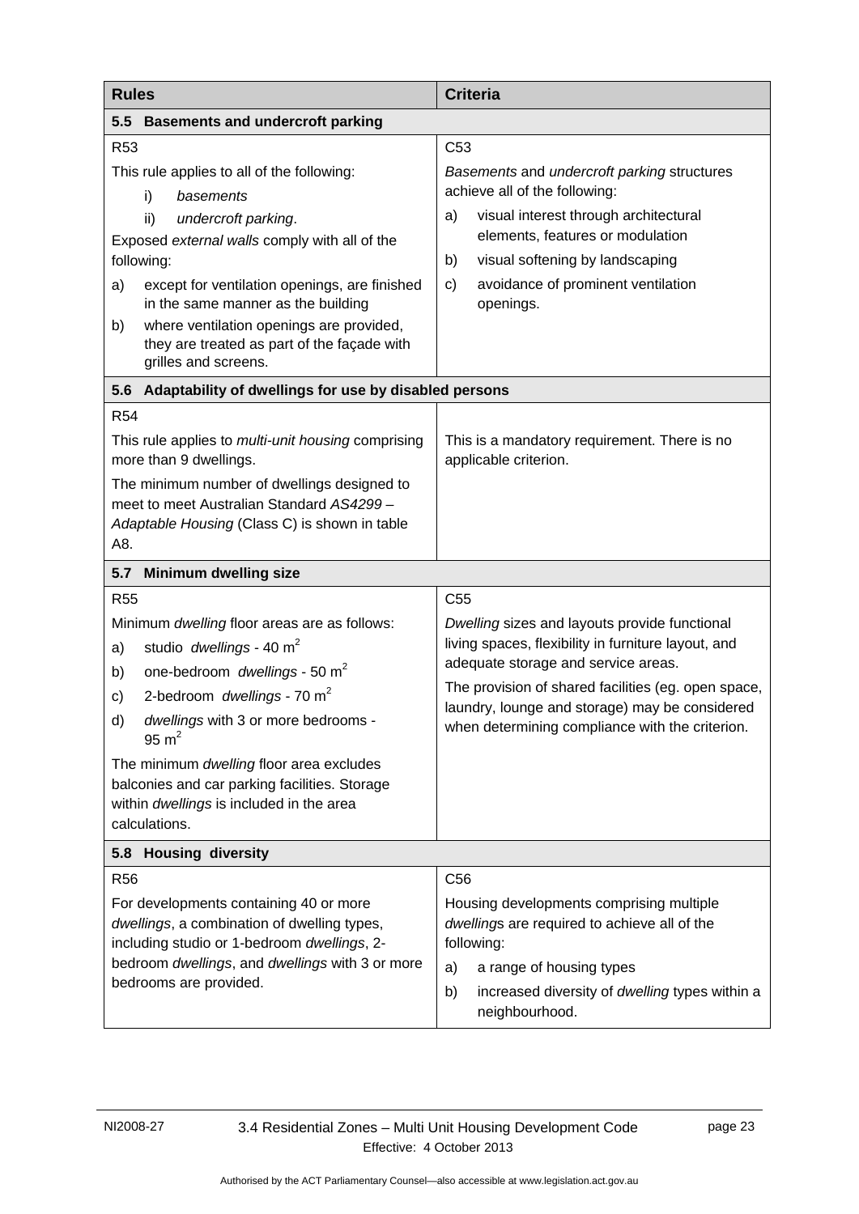| Rules | Criteria |
|---|---|
| **5.5 Basements and undercroft parking** | |
| R53<br><br>This rule applies to all of the following:<br>i) *basements*<br>ii) *undercroft parking*.<br><br>Exposed *external walls* comply with all of the following:<br>a) except for ventilation openings, are finished in the same manner as the building<br>b) where ventilation openings are provided, they are treated as part of the façade with grilles and screens. | C53<br><br>*Basements* and *undercroft parking* structures achieve all of the following:<br>a) visual interest through architectural elements, features or modulation<br>b) visual softening by landscaping<br>c) avoidance of prominent ventilation openings. |
| **5.6 Adaptability of dwellings for use by disabled persons** | |
| R54<br><br>This rule applies to *multi-unit housing* comprising more than 9 dwellings.<br><br>The minimum number of dwellings designed to meet to meet Australian Standard *AS4299 – Adaptable Housing* (Class C) is shown in table A8. | This is a mandatory requirement. There is no applicable criterion. |
| **5.7 Minimum dwelling size** | |
| R55<br><br>Minimum *dwelling* floor areas are as follows:<br>a) studio *dwellings* - 40 $m^2$<br>b) one-bedroom *dwellings* - 50 $m^2$<br>c) 2-bedroom *dwellings* - 70 $m^2$<br>d) *dwellings* with 3 or more bedrooms - 95 $m^2$<br><br>The minimum *dwelling* floor area excludes balconies and car parking facilities. Storage within *dwellings* is included in the area calculations. | C55<br><br>*Dwelling* sizes and layouts provide functional living spaces, flexibility in furniture layout, and adequate storage and service areas.<br><br>The provision of shared facilities (eg. open space, laundry, lounge and storage) may be considered when determining compliance with the criterion. |
| **5.8 Housing diversity** | |
| R56<br><br>For developments containing 40 or more *dwellings*, a combination of dwelling types, including studio or 1-bedroom *dwellings*, 2-bedroom *dwellings*, and *dwellings* with 3 or more bedrooms are provided. | C56<br><br>Housing developments comprising multiple *dwelling*s are required to achieve all of the following:<br>a) a range of housing types<br>b) increased diversity of *dwelling* types within a neighbourhood. |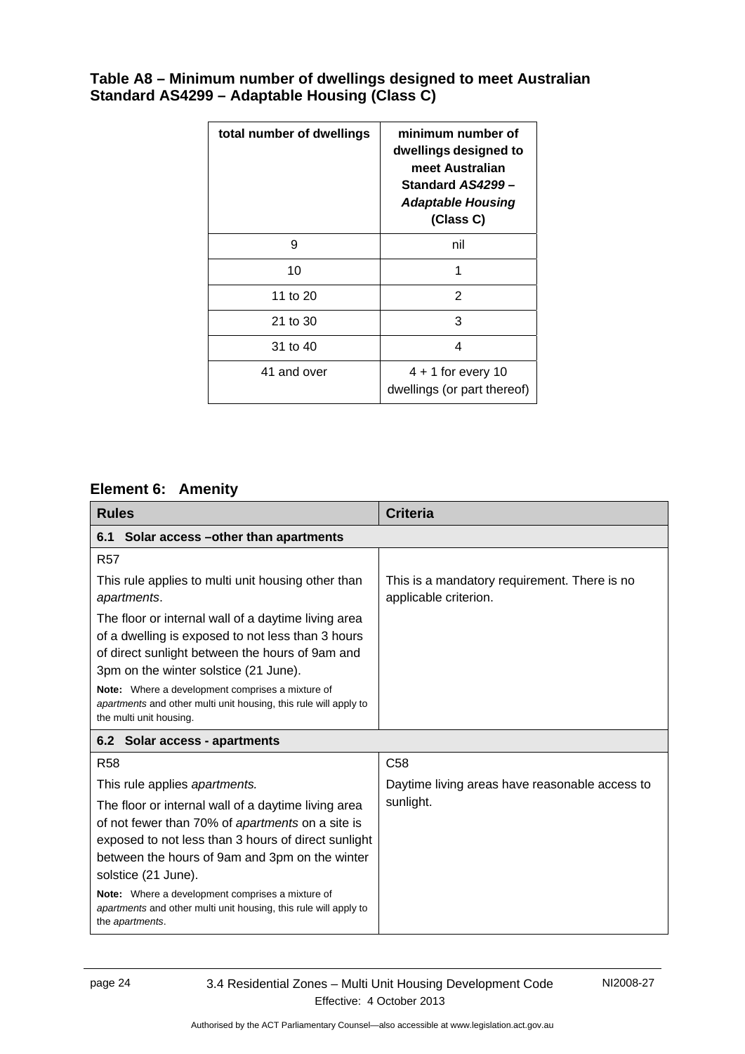### Table A8 – Minimum number of dwellings designed to meet Australian Standard AS4299 – Adaptable Housing (Class C)

| total number of dwellings | minimum number of dwellings designed to meet Australian Standard *AS4299 – Adaptable Housing* (Class C) |
|---|---|
| 9 | nil |
| 10 | 1 |
| 11 to 20 | 2 |
| 21 to 30 | 3 |
| 31 to 40 | 4 |
| 41 and over | 4 + 1 for every 10 dwellings (or part thereof) |

## Element 6: Amenity

| Rules | Criteria |
|---|---|
| **6.1 Solar access –other than apartments** | |
| R57<br><br>This rule applies to multi unit housing other than *apartments*.<br><br>The floor or internal wall of a daytime living area of a dwelling is exposed to not less than 3 hours of direct sunlight between the hours of 9am and 3pm on the winter solstice (21 June).<br><br>**Note:** Where a development comprises a mixture of *apartments* and other multi unit housing, this rule will apply to the multi unit housing. | This is a mandatory requirement. There is no applicable criterion. |
| **6.2 Solar access - apartments** | |
| R58<br><br>This rule applies *apartments.*<br><br>The floor or internal wall of a daytime living area of not fewer than 70% of *apartments* on a site is exposed to not less than 3 hours of direct sunlight between the hours of 9am and 3pm on the winter solstice (21 June).<br><br>**Note:** Where a development comprises a mixture of *apartments* and other multi unit housing, this rule will apply to the *apartments*. | C58<br><br>Daytime living areas have reasonable access to sunlight. |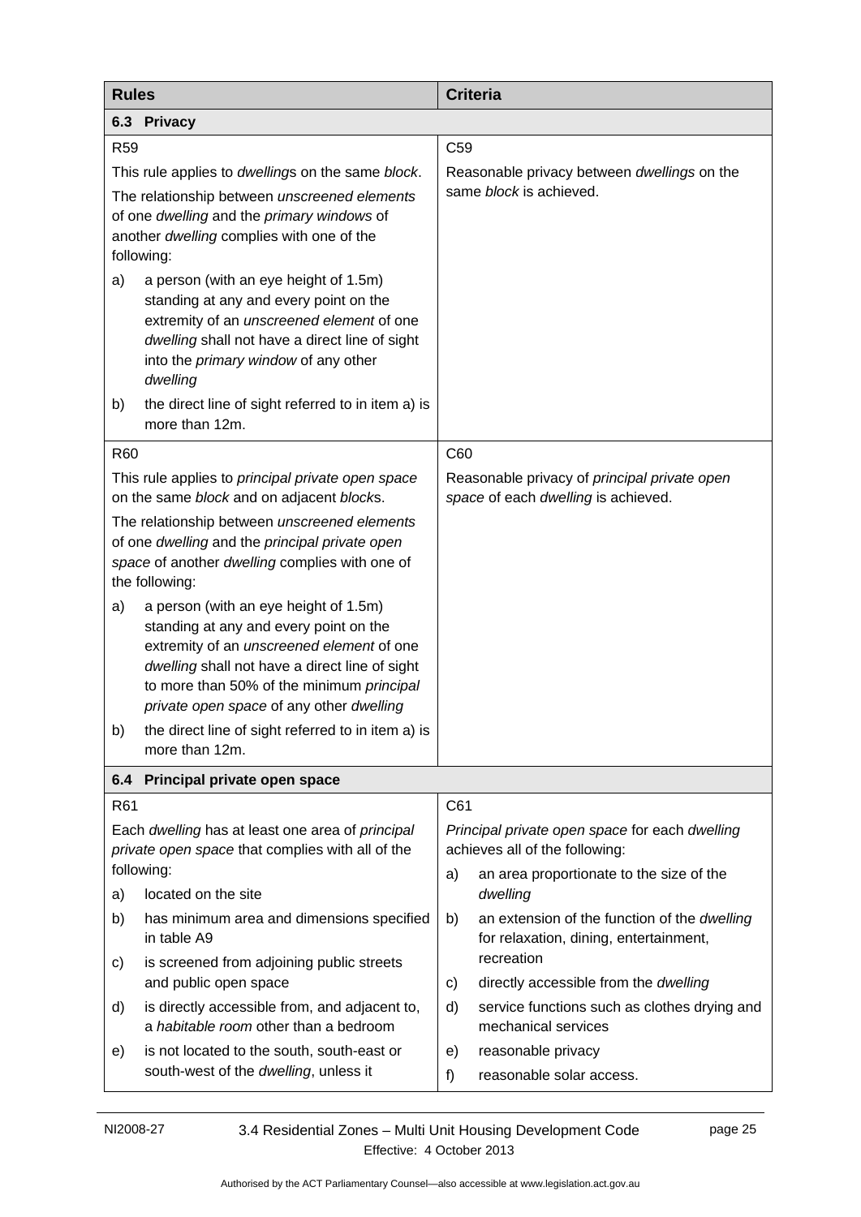| Rules | Criteria |
|---|---|
| **6.3 Privacy** | |
| R59<br><br>This rule applies to *dwelling*s on the same *block*.<br><br>The relationship between *unscreened elements* of one *dwelling* and the *primary windows* of another *dwelling* complies with one of the following:<br><br>a) a person (with an eye height of 1.5m) standing at any and every point on the extremity of an *unscreened element* of one *dwelling* shall not have a direct line of sight into the *primary window* of any other *dwelling*<br><br>b) the direct line of sight referred to in item a) is more than 12m. | C59<br><br>Reasonable privacy between *dwellings* on the same *block* is achieved. |
| R60<br><br>This rule applies to *principal private open space* on the same *block* and on adjacent *block*s.<br><br>The relationship between *unscreened elements* of one *dwelling* and the *principal private open space* of another *dwelling* complies with one of the following:<br><br>a) a person (with an eye height of 1.5m) standing at any and every point on the extremity of an *unscreened element* of one *dwelling* shall not have a direct line of sight to more than 50% of the minimum *principal private open space* of any other *dwelling*<br><br>b) the direct line of sight referred to in item a) is more than 12m. | C60<br><br>Reasonable privacy of *principal private open space* of each *dwelling* is achieved. |
| **6.4 Principal private open space** | |
| R61<br><br>Each *dwelling* has at least one area of *principal private open space* that complies with all of the following:<br><br>a) located on the site<br><br>b) has minimum area and dimensions specified in table A9<br><br>c) is screened from adjoining public streets and public open space<br><br>d) is directly accessible from, and adjacent to, a *habitable room* other than a bedroom<br><br>e) is not located to the south, south-east or south-west of the *dwelling*, unless it | C61<br><br>*Principal private open space* for each *dwelling* achieves all of the following:<br><br>a) an area proportionate to the size of the *dwelling*<br><br>b) an extension of the function of the *dwelling* for relaxation, dining, entertainment, recreation<br><br>c) directly accessible from the *dwelling*<br><br>d) service functions such as clothes drying and mechanical services<br><br>e) reasonable privacy<br><br>f) reasonable solar access. |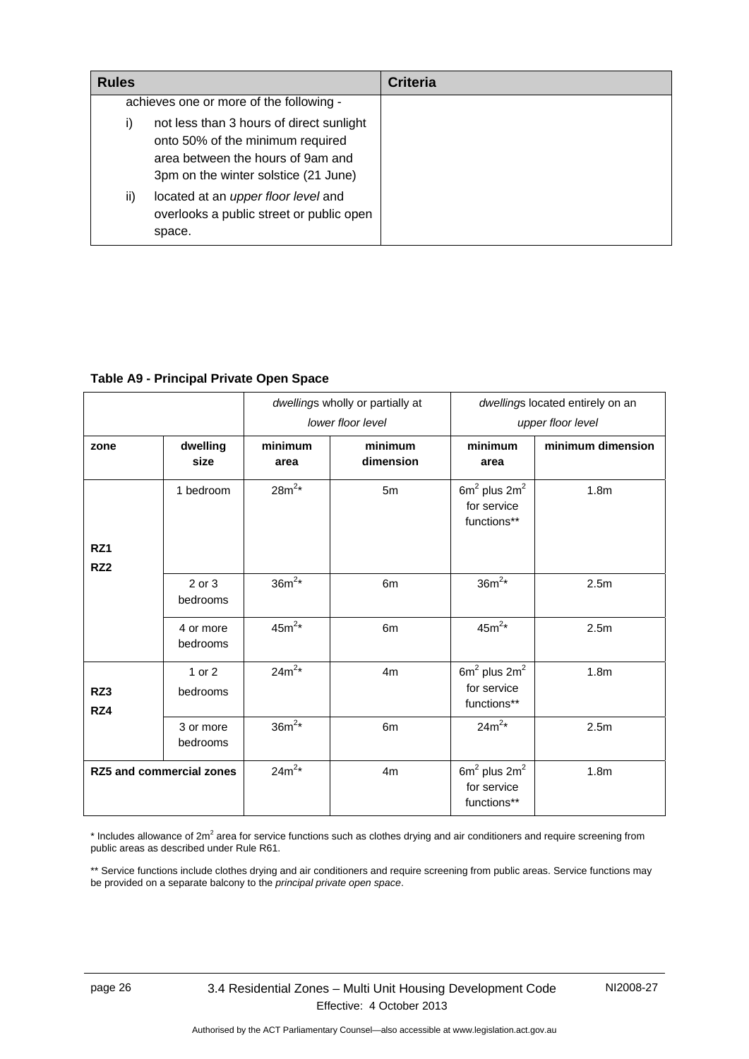| Rules | Criteria |
|---|---|
| achieves one or more of the following -<br>i) not less than 3 hours of direct sunlight onto 50% of the minimum required area between the hours of 9am and 3pm on the winter solstice (21 June)<br>ii) located at an *upper floor level* and overlooks a public street or public open space. | |

**Table A9 - Principal Private Open Space**

| | | *dwelling*s wholly or partially at *lower floor level* | | *dwelling*s located entirely on an *upper floor level* | |
|---|---|---|---|---|---|
| **zone** | **dwelling size** | **minimum area** | **minimum dimension** | **minimum area** | **minimum dimension** |
| RZ1 RZ2 | 1 bedroom | $28m^2$* | 5m | $6m^2$ plus $2m^2$ for service functions** | 1.8m |
| | 2 or 3 bedrooms | $36m^2$* | 6m | $36m^2$* | 2.5m |
| | 4 or more bedrooms | $45m^2$* | 6m | $45m^2$* | 2.5m |
| RZ3 RZ4 | 1 or 2 bedrooms | $24m^2$* | 4m | $6m^2$ plus $2m^2$ for service functions** | 1.8m |
| | 3 or more bedrooms | $36m^2$* | 6m | $24m^2$* | 2.5m |
| **RZ5 and commercial zones** | | $24m^2$* | 4m | $6m^2$ plus $2m^2$ for service functions** | 1.8m |

* Includes allowance of $2m^2$ area for service functions such as clothes drying and air conditioners and require screening from public areas as described under Rule R61.

** Service functions include clothes drying and air conditioners and require screening from public areas. Service functions may be provided on a separate balcony to the *principal private open space*.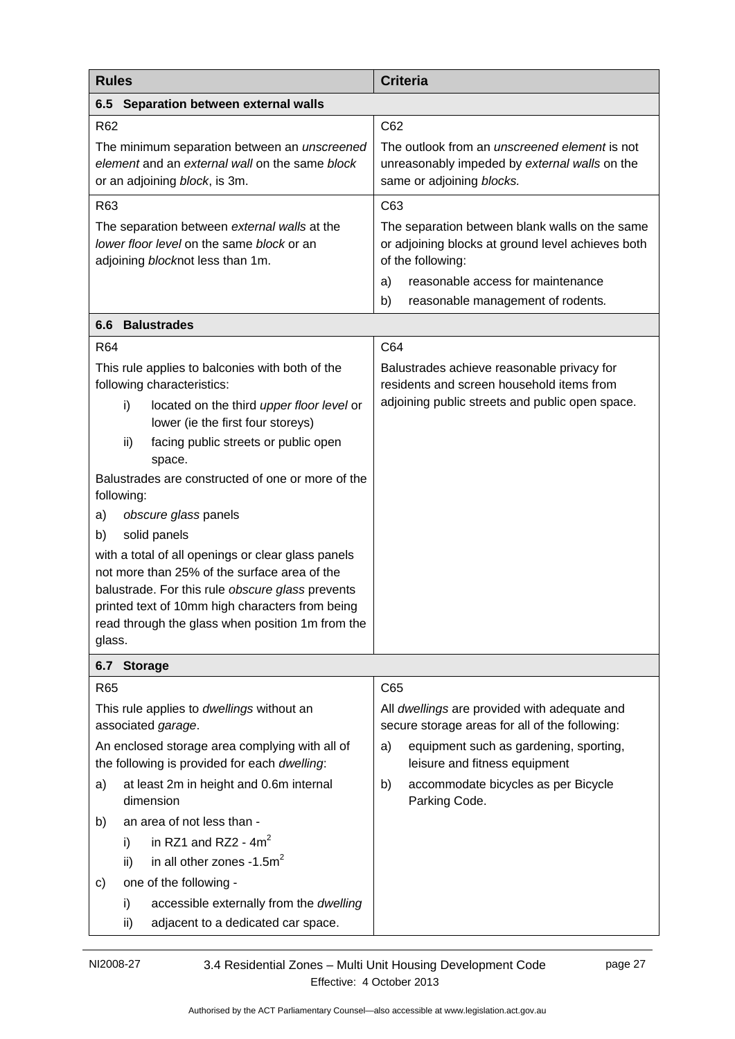| Rules | Criteria |
|---|---|
| **6.5 Separation between external walls** | |
| R62<br><br>The minimum separation between an *unscreened element* and an *external wall* on the same *block* or an adjoining *block*, is 3m. | C62<br><br>The outlook from an *unscreened element* is not unreasonably impeded by *external walls* on the same or adjoining *blocks.* |
| R63<br><br>The separation between *external walls* at the *lower floor level* on the same *block* or an adjoining *block*not less than 1m. | C63<br><br>The separation between blank walls on the same or adjoining blocks at ground level achieves both of the following:<br><br>a) reasonable access for maintenance<br><br>b) reasonable management of rodents*.* |
| **6.6 Balustrades** | |
| R64<br><br>This rule applies to balconies with both of the following characteristics:<br><br>i) located on the third *upper floor level* or lower (ie the first four storeys)<br><br>ii) facing public streets or public open space.<br><br>Balustrades are constructed of one or more of the following:<br><br>a) *obscure glass* panels<br><br>b) solid panels<br><br>with a total of all openings or clear glass panels not more than 25% of the surface area of the balustrade. For this rule *obscure glass* prevents printed text of 10mm high characters from being read through the glass when position 1m from the glass. | C64<br><br>Balustrades achieve reasonable privacy for residents and screen household items from adjoining public streets and public open space. |
| **6.7 Storage** | |
| R65<br><br>This rule applies to *dwellings* without an associated *garage*.<br><br>An enclosed storage area complying with all of the following is provided for each *dwelling*:<br><br>a) at least 2m in height and 0.6m internal dimension<br><br>b) an area of not less than -<br><br>i) in RZ1 and RZ2 - 4m$^2$<br><br>ii) in all other zones -1.5m$^2$<br><br>c) one of the following -<br><br>i) accessible externally from the *dwelling*<br><br>ii) adjacent to a dedicated car space. | C65<br><br>All *dwellings* are provided with adequate and secure storage areas for all of the following:<br><br>a) equipment such as gardening, sporting, leisure and fitness equipment<br><br>b) accommodate bicycles as per Bicycle Parking Code. |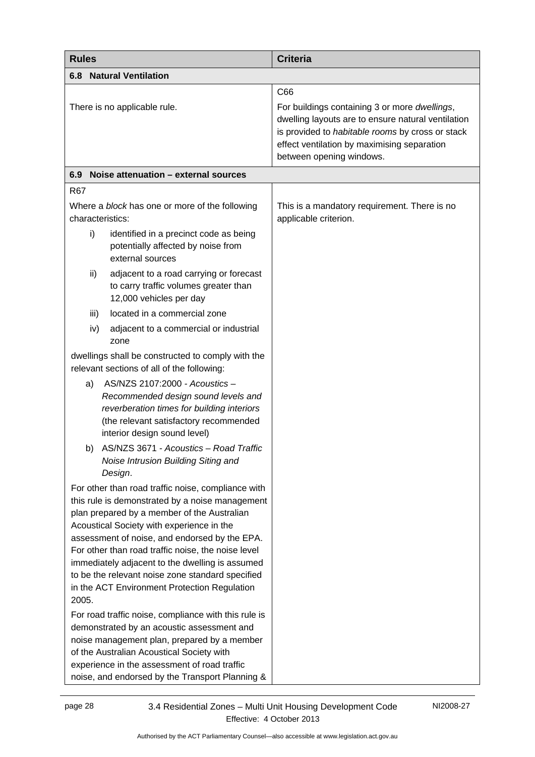| Rules | Criteria |
|---|---|
| **6.8 Natural Ventilation** | |
| There is no applicable rule. | C66<br>For buildings containing 3 or more *dwellings*, dwelling layouts are to ensure natural ventilation is provided to *habitable rooms* by cross or stack effect ventilation by maximising separation between opening windows. |
| **6.9 Noise attenuation – external sources** | |
| R67<br>Where a *block* has one or more of the following characteristics:<br>i) identified in a precinct code as being potentially affected by noise from external sources<br>ii) adjacent to a road carrying or forecast to carry traffic volumes greater than 12,000 vehicles per day<br>iii) located in a commercial zone<br>iv) adjacent to a commercial or industrial zone<br>dwellings shall be constructed to comply with the relevant sections of all of the following:<br>a) AS/NZS 2107:2000 - *Acoustics – Recommended design sound levels and reverberation times for building interiors* (the relevant satisfactory recommended interior design sound level)<br>b) AS/NZS 3671 - *Acoustics – Road Traffic Noise Intrusion Building Siting and Design*.<br>For other than road traffic noise, compliance with this rule is demonstrated by a noise management plan prepared by a member of the Australian Acoustical Society with experience in the assessment of noise, and endorsed by the EPA. For other than road traffic noise, the noise level immediately adjacent to the dwelling is assumed to be the relevant noise zone standard specified in the ACT Environment Protection Regulation 2005.<br>For road traffic noise, compliance with this rule is demonstrated by an acoustic assessment and noise management plan, prepared by a member of the Australian Acoustical Society with experience in the assessment of road traffic noise, and endorsed by the Transport Planning & | This is a mandatory requirement. There is no applicable criterion. |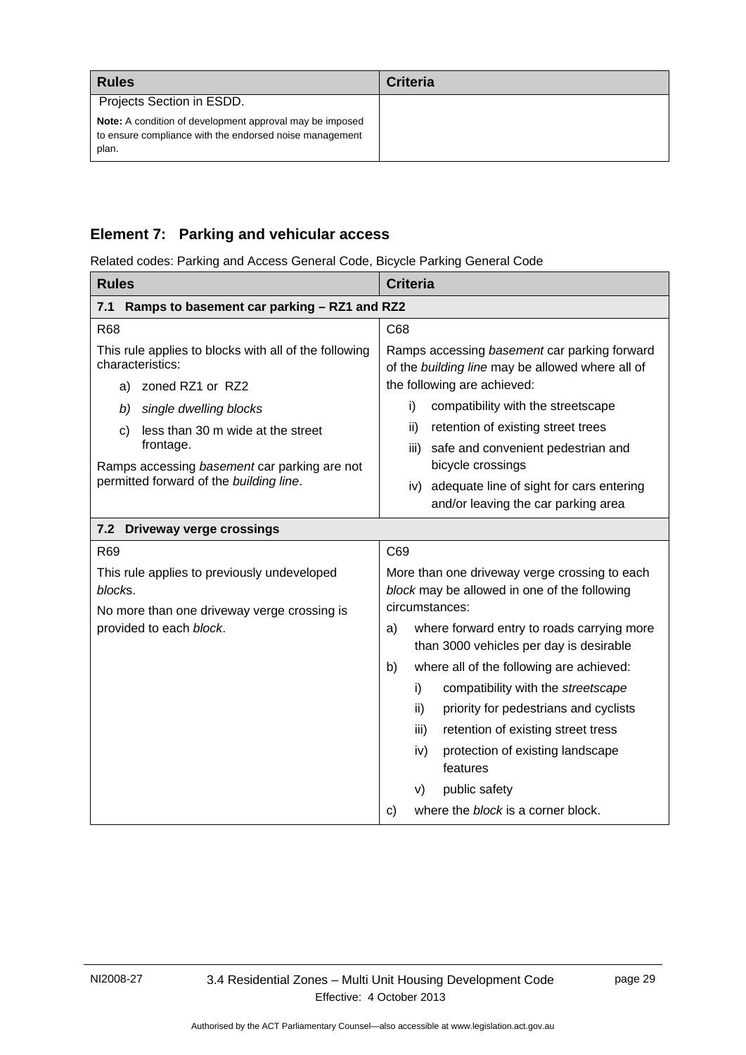| Rules | Criteria |
|---|---|
| Projects Section in ESDD.<br><br>**Note:** A condition of development approval may be imposed to ensure compliance with the endorsed noise management plan. | |

## Element 7: Parking and vehicular access

Related codes: Parking and Access General Code, Bicycle Parking General Code

| Rules | Criteria |
|---|---|
| **7.1 Ramps to basement car parking – RZ1 and RZ2** | |
| R68<br><br>This rule applies to blocks with all of the following characteristics:<br>a) zoned RZ1 or RZ2<br>*b) single dwelling blocks*<br>c) less than 30 m wide at the street frontage.<br><br>Ramps accessing *basement* car parking are not permitted forward of the *building line*. | C68<br><br>Ramps accessing *basement* car parking forward of the *building line* may be allowed where all of the following are achieved:<br>i) compatibility with the streetscape<br>ii) retention of existing street trees<br>iii) safe and convenient pedestrian and bicycle crossings<br>iv) adequate line of sight for cars entering and/or leaving the car parking area |
| **7.2 Driveway verge crossings** | |
| R69<br><br>This rule applies to previously undeveloped *block*s.<br><br>No more than one driveway verge crossing is provided to each *block*. | C69<br><br>More than one driveway verge crossing to each *block* may be allowed in one of the following circumstances:<br>a) where forward entry to roads carrying more than 3000 vehicles per day is desirable<br>b) where all of the following are achieved:<br>i) compatibility with the *streetscape*<br>ii) priority for pedestrians and cyclists<br>iii) retention of existing street tress<br>iv) protection of existing landscape features<br>v) public safety<br>c) where the *block* is a corner block. |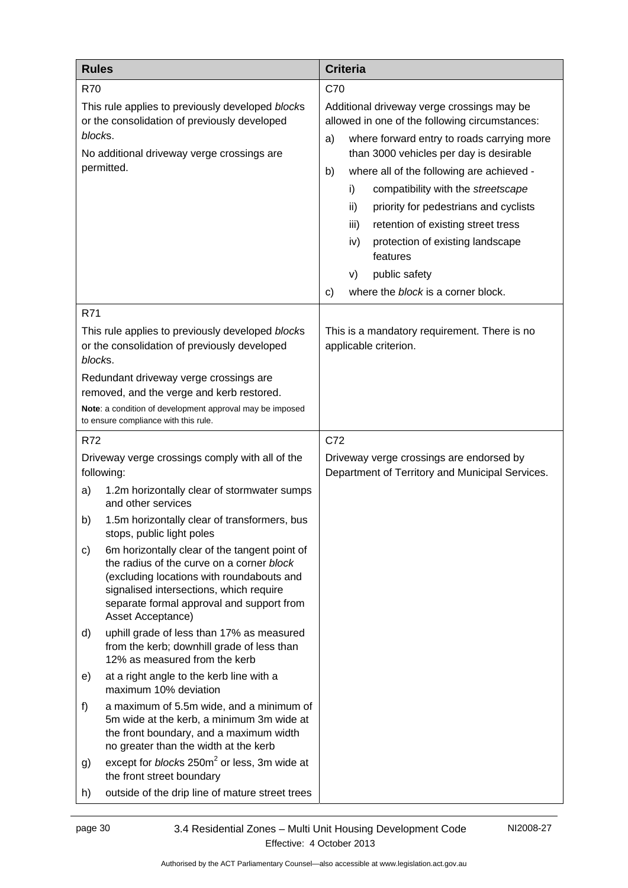| Rules | Criteria |
| --- | --- |
| R70<br><br>This rule applies to previously developed *blocks* or the consolidation of previously developed *blocks*.<br><br>No additional driveway verge crossings are permitted. | C70<br><br>Additional driveway verge crossings may be allowed in one of the following circumstances:<br><br>a) where forward entry to roads carrying more than 3000 vehicles per day is desirable<br><br>b) where all of the following are achieved -<br><br>i) compatibility with the *streetscape*<br><br>ii) priority for pedestrians and cyclists<br><br>iii) retention of existing street tress<br><br>iv) protection of existing landscape features<br><br>v) public safety<br><br>c) where the *block* is a corner block. |
| R71<br><br>This rule applies to previously developed *blocks* or the consolidation of previously developed *blocks*.<br><br>Redundant driveway verge crossings are removed, and the verge and kerb restored.<br><br>**Note**: a condition of development approval may be imposed to ensure compliance with this rule. | This is a mandatory requirement. There is no applicable criterion. |
| R72<br><br>Driveway verge crossings comply with all of the following:<br><br>a) 1.2m horizontally clear of stormwater sumps and other services<br><br>b) 1.5m horizontally clear of transformers, bus stops, public light poles<br><br>c) 6m horizontally clear of the tangent point of the radius of the curve on a corner *block* (excluding locations with roundabouts and signalised intersections, which require separate formal approval and support from Asset Acceptance)<br><br>d) uphill grade of less than 17% as measured from the kerb; downhill grade of less than 12% as measured from the kerb<br><br>e) at a right angle to the kerb line with a maximum 10% deviation<br><br>f) a maximum of 5.5m wide, and a minimum of 5m wide at the kerb, a minimum 3m wide at the front boundary, and a maximum width no greater than the width at the kerb<br><br>g) except for *blocks* 250m$^2$ or less, 3m wide at the front street boundary<br><br>h) outside of the drip line of mature street trees | C72<br><br>Driveway verge crossings are endorsed by Department of Territory and Municipal Services. |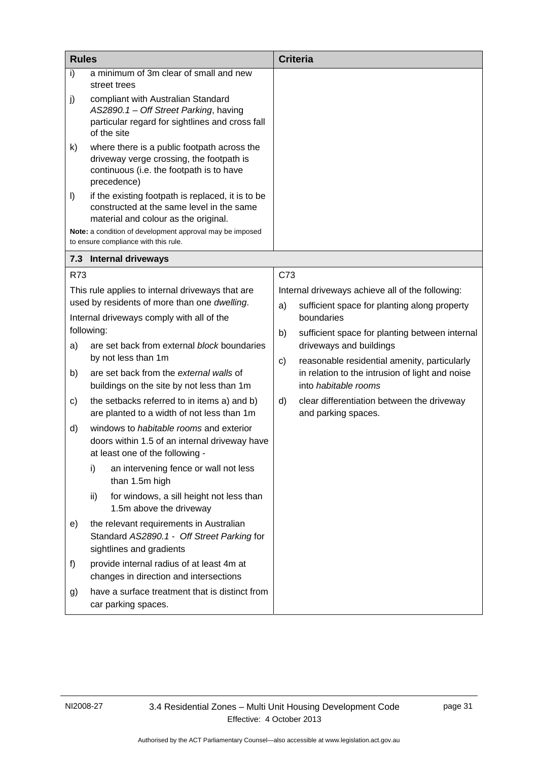| Rules | Criteria |
|---|---|
| i) a minimum of 3m clear of small and new street trees<br>j) compliant with Australian Standard *AS2890.1 – Off Street Parking*, having particular regard for sightlines and cross fall of the site<br>k) where there is a public footpath across the driveway verge crossing, the footpath is continuous (i.e. the footpath is to have precedence)<br>l) if the existing footpath is replaced, it is to be constructed at the same level in the same material and colour as the original.<br>**Note:** a condition of development approval may be imposed to ensure compliance with this rule. | |
| **7.3 Internal driveways** | |
| R73<br>This rule applies to internal driveways that are used by residents of more than one *dwelling*.<br>Internal driveways comply with all of the following:<br>a) are set back from external *block* boundaries by not less than 1m<br>b) are set back from the *external walls* of buildings on the site by not less than 1m<br>c) the setbacks referred to in items a) and b) are planted to a width of not less than 1m<br>d) windows to *habitable rooms* and exterior doors within 1.5 of an internal driveway have at least one of the following -<br>i) an intervening fence or wall not less than 1.5m high<br>ii) for windows, a sill height not less than 1.5m above the driveway<br>e) the relevant requirements in Australian Standard *AS2890.1 - Off Street Parking* for sightlines and gradients<br>f) provide internal radius of at least 4m at changes in direction and intersections<br>g) have a surface treatment that is distinct from car parking spaces. | C73<br>Internal driveways achieve all of the following:<br>a) sufficient space for planting along property boundaries<br>b) sufficient space for planting between internal driveways and buildings<br>c) reasonable residential amenity, particularly in relation to the intrusion of light and noise into *habitable rooms*<br>d) clear differentiation between the driveway and parking spaces. |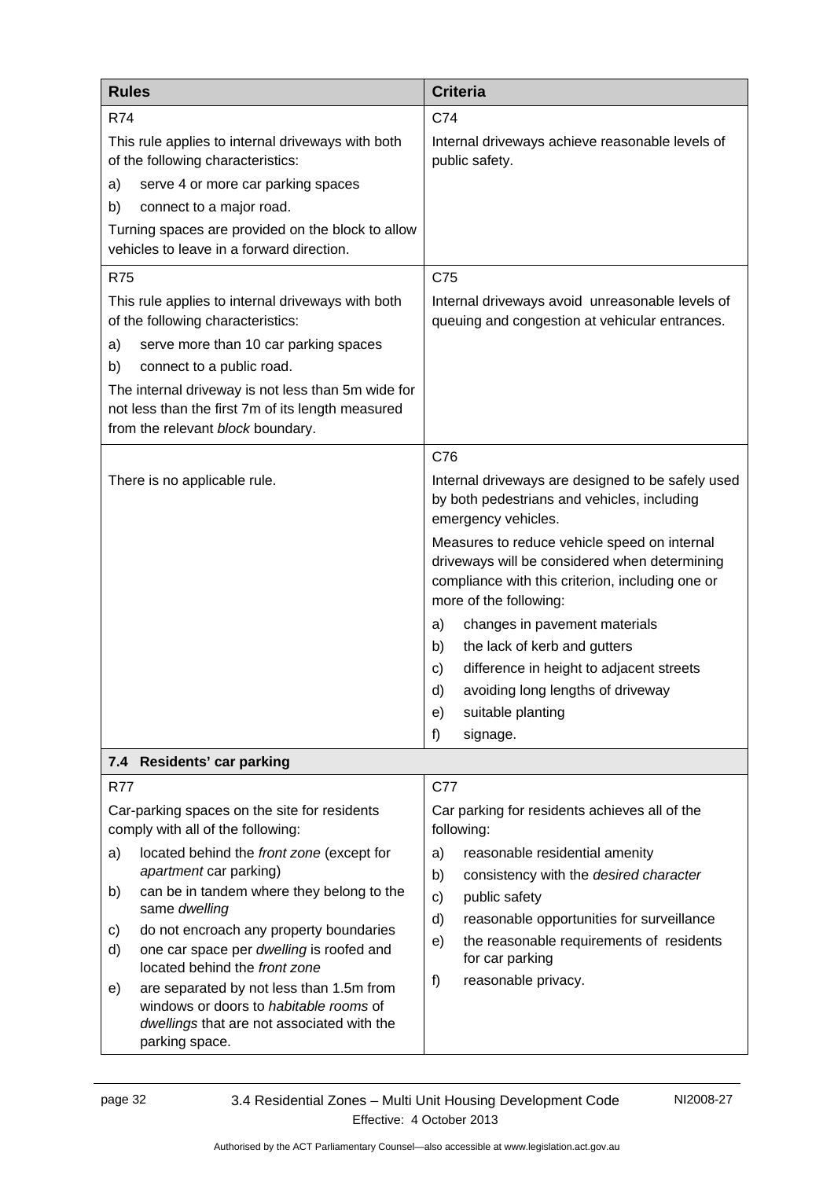| Rules | Criteria |
|---|---|
| R74<br>This rule applies to internal driveways with both of the following characteristics:<br>a) serve 4 or more car parking spaces<br>b) connect to a major road.<br>Turning spaces are provided on the block to allow vehicles to leave in a forward direction. | C74<br>Internal driveways achieve reasonable levels of public safety. |
| R75<br>This rule applies to internal driveways with both of the following characteristics:<br>a) serve more than 10 car parking spaces<br>b) connect to a public road.<br>The internal driveway is not less than 5m wide for not less than the first 7m of its length measured from the relevant *block* boundary. | C75<br>Internal driveways avoid unreasonable levels of queuing and congestion at vehicular entrances. |
| There is no applicable rule. | C76<br>Internal driveways are designed to be safely used by both pedestrians and vehicles, including emergency vehicles.<br>Measures to reduce vehicle speed on internal driveways will be considered when determining compliance with this criterion, including one or more of the following:<br>a) changes in pavement materials<br>b) the lack of kerb and gutters<br>c) difference in height to adjacent streets<br>d) avoiding long lengths of driveway<br>e) suitable planting<br>f) signage. |
| **7.4 Residents' car parking** | |
| R77<br>Car-parking spaces on the site for residents comply with all of the following:<br>a) located behind the *front zone* (except for *apartment* car parking)<br>b) can be in tandem where they belong to the same *dwelling*<br>c) do not encroach any property boundaries<br>d) one car space per *dwelling* is roofed and located behind the *front zone*<br>e) are separated by not less than 1.5m from windows or doors to *habitable rooms* of *dwellings* that are not associated with the parking space. | C77<br>Car parking for residents achieves all of the following:<br>a) reasonable residential amenity<br>b) consistency with the *desired character*<br>c) public safety<br>d) reasonable opportunities for surveillance<br>e) the reasonable requirements of residents for car parking<br>f) reasonable privacy. |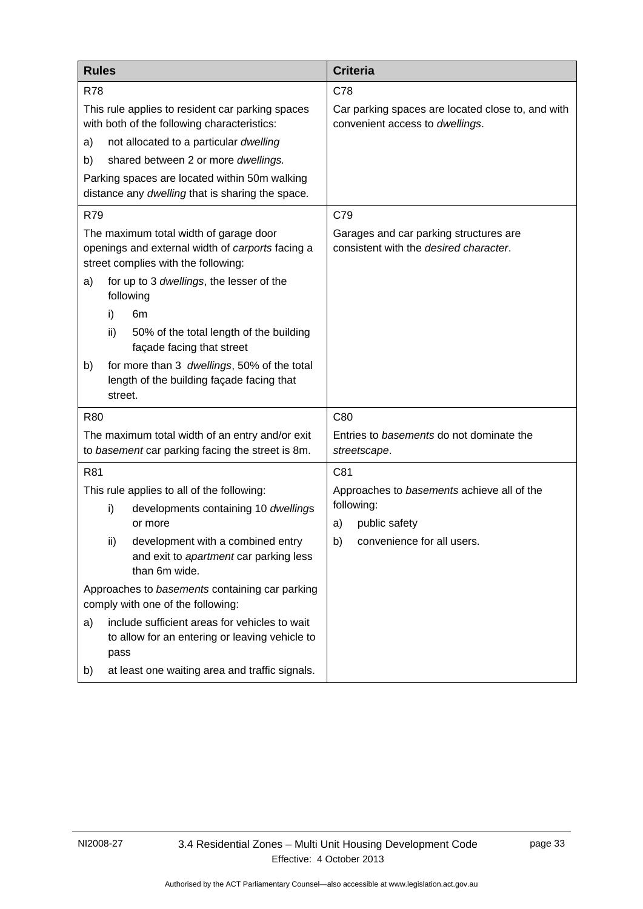| Rules | Criteria |
| --- | --- |
| R78<br><br>This rule applies to resident car parking spaces with both of the following characteristics:<br><br>a) not allocated to a particular *dwelling*<br><br>b) shared between 2 or more *dwellings.*<br><br>Parking spaces are located within 50m walking distance any *dwelling* that is sharing the space. | C78<br><br>Car parking spaces are located close to, and with convenient access to *dwellings*. |
| R79<br><br>The maximum total width of garage door openings and external width of *carports* facing a street complies with the following:<br><br>a) for up to 3 *dwellings*, the lesser of the following<br><br>i) 6m<br><br>ii) 50% of the total length of the building façade facing that street<br><br>b) for more than 3 *dwellings*, 50% of the total length of the building façade facing that street. | C79<br><br>Garages and car parking structures are consistent with the *desired character*. |
| R80<br><br>The maximum total width of an entry and/or exit to *basement* car parking facing the street is 8m. | C80<br><br>Entries to *basements* do not dominate the *streetscape*. |
| R81<br><br>This rule applies to all of the following:<br><br>i) developments containing 10 *dwelling*s or more<br><br>ii) development with a combined entry and exit to *apartment* car parking less than 6m wide.<br><br>Approaches to *basements* containing car parking comply with one of the following:<br><br>a) include sufficient areas for vehicles to wait to allow for an entering or leaving vehicle to pass<br><br>b) at least one waiting area and traffic signals. | C81<br><br>Approaches to *basements* achieve all of the following:<br><br>a) public safety<br><br>b) convenience for all users. |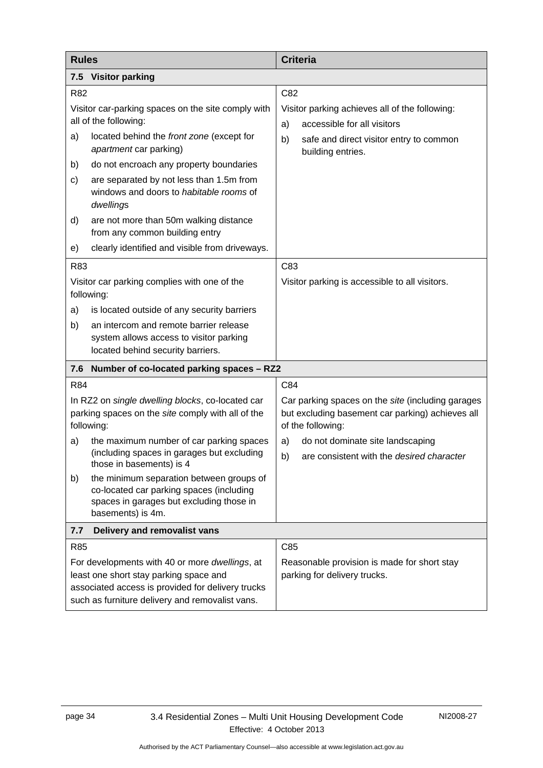| Rules | Criteria |
|---|---|
| **7.5 Visitor parking** | |
| R82<br><br>Visitor car-parking spaces on the site comply with all of the following:<br>a) located behind the *front zone* (except for *apartment* car parking)<br>b) do not encroach any property boundaries<br>c) are separated by not less than 1.5m from windows and doors to *habitable rooms* of *dwelling*s<br>d) are not more than 50m walking distance from any common building entry<br>e) clearly identified and visible from driveways. | C82<br><br>Visitor parking achieves all of the following:<br>a) accessible for all visitors<br>b) safe and direct visitor entry to common building entries. |
| R83<br><br>Visitor car parking complies with one of the following:<br>a) is located outside of any security barriers<br>b) an intercom and remote barrier release system allows access to visitor parking located behind security barriers. | C83<br><br>Visitor parking is accessible to all visitors. |
| **7.6 Number of co-located parking spaces – RZ2** | |
| R84<br><br>In RZ2 on *single dwelling blocks*, co-located car parking spaces on the *site* comply with all of the following:<br>a) the maximum number of car parking spaces (including spaces in garages but excluding those in basements) is 4<br>b) the minimum separation between groups of co-located car parking spaces (including spaces in garages but excluding those in basements) is 4m. | C84<br><br>Car parking spaces on the *site* (including garages but excluding basement car parking) achieves all of the following:<br>a) do not dominate site landscaping<br>b) are consistent with the *desired character* |
| **7.7 Delivery and removalist vans** | |
| R85<br><br>For developments with 40 or more *dwellings*, at least one short stay parking space and associated access is provided for delivery trucks such as furniture delivery and removalist vans. | C85<br><br>Reasonable provision is made for short stay parking for delivery trucks. |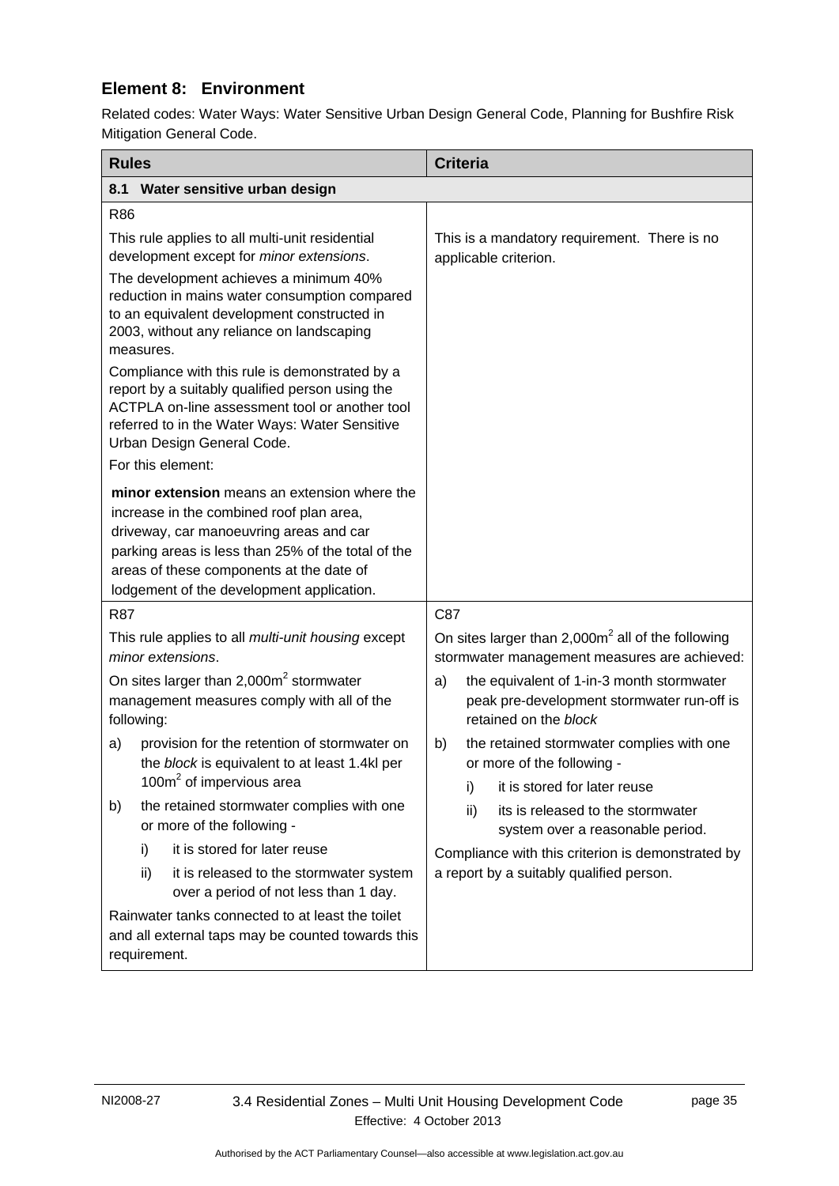## Element 8: Environment

Related codes: Water Ways: Water Sensitive Urban Design General Code, Planning for Bushfire Risk Mitigation General Code.

| Rules | Criteria |
|---|---|
| **8.1 Water sensitive urban design** | |
| R86<br><br>This rule applies to all multi-unit residential development except for *minor extensions*.<br><br>The development achieves a minimum 40% reduction in mains water consumption compared to an equivalent development constructed in 2003, without any reliance on landscaping measures.<br><br>Compliance with this rule is demonstrated by a report by a suitably qualified person using the ACTPLA on-line assessment tool or another tool referred to in the Water Ways: Water Sensitive Urban Design General Code.<br><br>For this element:<br><br>**minor extension** means an extension where the increase in the combined roof plan area, driveway, car manoeuvring areas and car parking areas is less than 25% of the total of the areas of these components at the date of lodgement of the development application. | This is a mandatory requirement. There is no applicable criterion. |
| R87<br><br>This rule applies to all *multi-unit housing* except *minor extensions*.<br><br>On sites larger than 2,000m$^2$ stormwater management measures comply with all of the following:<br><br>a) provision for the retention of stormwater on the *block* is equivalent to at least 1.4kl per 100m$^2$ of impervious area<br><br>b) the retained stormwater complies with one or more of the following -<br><br>i) it is stored for later reuse<br><br>ii) it is released to the stormwater system over a period of not less than 1 day.<br><br>Rainwater tanks connected to at least the toilet and all external taps may be counted towards this requirement. | C87<br><br>On sites larger than 2,000m$^2$ all of the following stormwater management measures are achieved:<br><br>a) the equivalent of 1-in-3 month stormwater peak pre-development stormwater run-off is retained on the *block*<br><br>b) the retained stormwater complies with one or more of the following -<br><br>i) it is stored for later reuse<br><br>ii) its is released to the stormwater system over a reasonable period.<br><br>Compliance with this criterion is demonstrated by a report by a suitably qualified person. |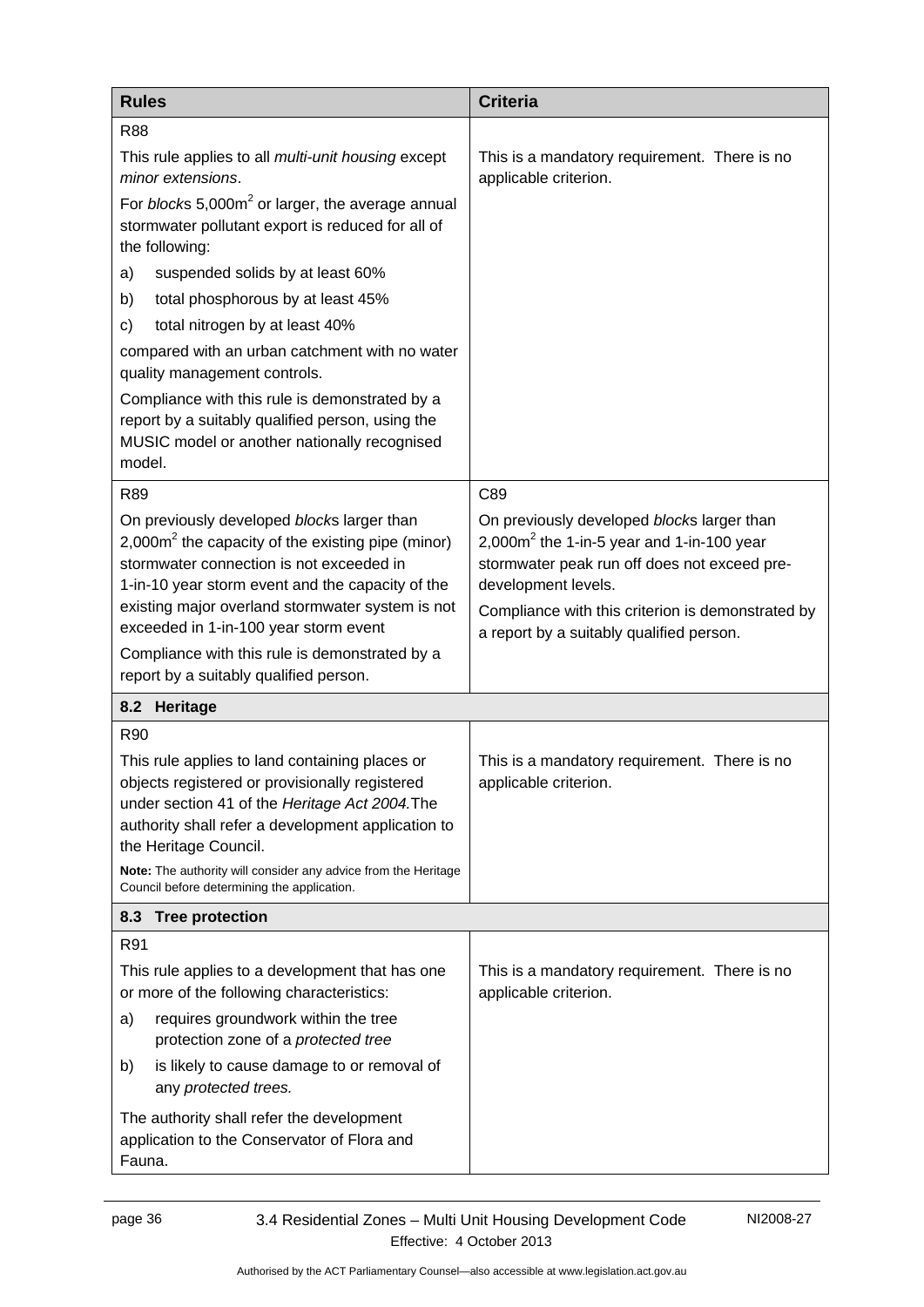| Rules | Criteria |
|---|---|
| R88<br><br>This rule applies to all *multi-unit housing* except *minor extensions*.<br><br>For *block*s 5,000m$^2$ or larger, the average annual stormwater pollutant export is reduced for all of the following:<br><br>a) suspended solids by at least 60%<br><br>b) total phosphorous by at least 45%<br><br>c) total nitrogen by at least 40%<br><br>compared with an urban catchment with no water quality management controls.<br><br>Compliance with this rule is demonstrated by a report by a suitably qualified person, using the MUSIC model or another nationally recognised model. | This is a mandatory requirement. There is no applicable criterion. |
| R89<br><br>On previously developed *block*s larger than 2,000m$^2$ the capacity of the existing pipe (minor) stormwater connection is not exceeded in 1-in-10 year storm event and the capacity of the existing major overland stormwater system is not exceeded in 1-in-100 year storm event<br><br>Compliance with this rule is demonstrated by a report by a suitably qualified person. | C89<br><br>On previously developed *block*s larger than 2,000m$^2$ the 1-in-5 year and 1-in-100 year stormwater peak run off does not exceed pre-development levels.<br><br>Compliance with this criterion is demonstrated by a report by a suitably qualified person. |
| **8.2 Heritage** | |
| R90<br><br>This rule applies to land containing places or objects registered or provisionally registered under section 41 of the *Heritage Act 2004.* The authority shall refer a development application to the Heritage Council.<br><br>**Note:** The authority will consider any advice from the Heritage Council before determining the application. | This is a mandatory requirement. There is no applicable criterion. |
| **8.3 Tree protection** | |
| R91<br><br>This rule applies to a development that has one or more of the following characteristics:<br><br>a) requires groundwork within the tree protection zone of a *protected tree*<br><br>b) is likely to cause damage to or removal of any *protected trees.*<br><br>The authority shall refer the development application to the Conservator of Flora and Fauna. | This is a mandatory requirement. There is no applicable criterion. |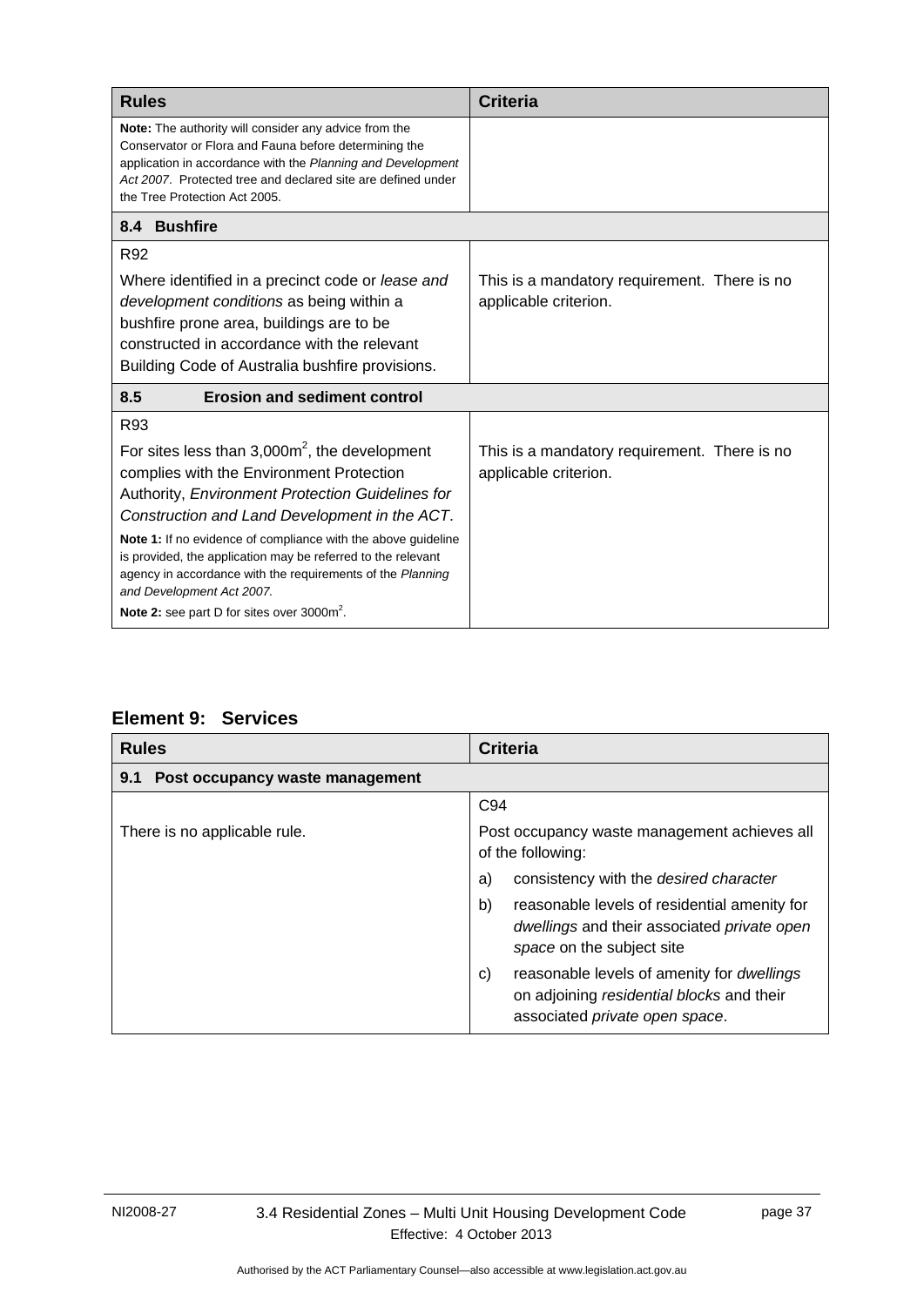| Rules | Criteria |
|---|---|
| **Note:** The authority will consider any advice from the Conservator or Flora and Fauna before determining the application in accordance with the *Planning and Development Act 2007*. Protected tree and declared site are defined under the Tree Protection Act 2005. | |
| **8.4 Bushfire** | |
| R92<br><br>Where identified in a precinct code or *lease and development conditions* as being within a bushfire prone area, buildings are to be constructed in accordance with the relevant Building Code of Australia bushfire provisions. | This is a mandatory requirement. There is no applicable criterion. |
| **8.5 Erosion and sediment control** | |
| R93<br><br>For sites less than 3,000m$^2$, the development complies with the Environment Protection Authority, *Environment Protection Guidelines for Construction and Land Development in the ACT*.<br><br>**Note 1:** If no evidence of compliance with the above guideline is provided, the application may be referred to the relevant agency in accordance with the requirements of the *Planning and Development Act 2007.*<br><br>**Note 2:** see part D for sites over 3000m$^2$. | This is a mandatory requirement. There is no applicable criterion. |

## Element 9: Services

| Rules | Criteria |
|---|---|
| **9.1 Post occupancy waste management** | |
| There is no applicable rule. | C94<br><br>Post occupancy waste management achieves all of the following:<br><br>a) consistency with the *desired character*<br><br>b) reasonable levels of residential amenity for *dwellings* and their associated *private open space* on the subject site<br><br>c) reasonable levels of amenity for *dwellings* on adjoining *residential blocks* and their associated *private open space*. |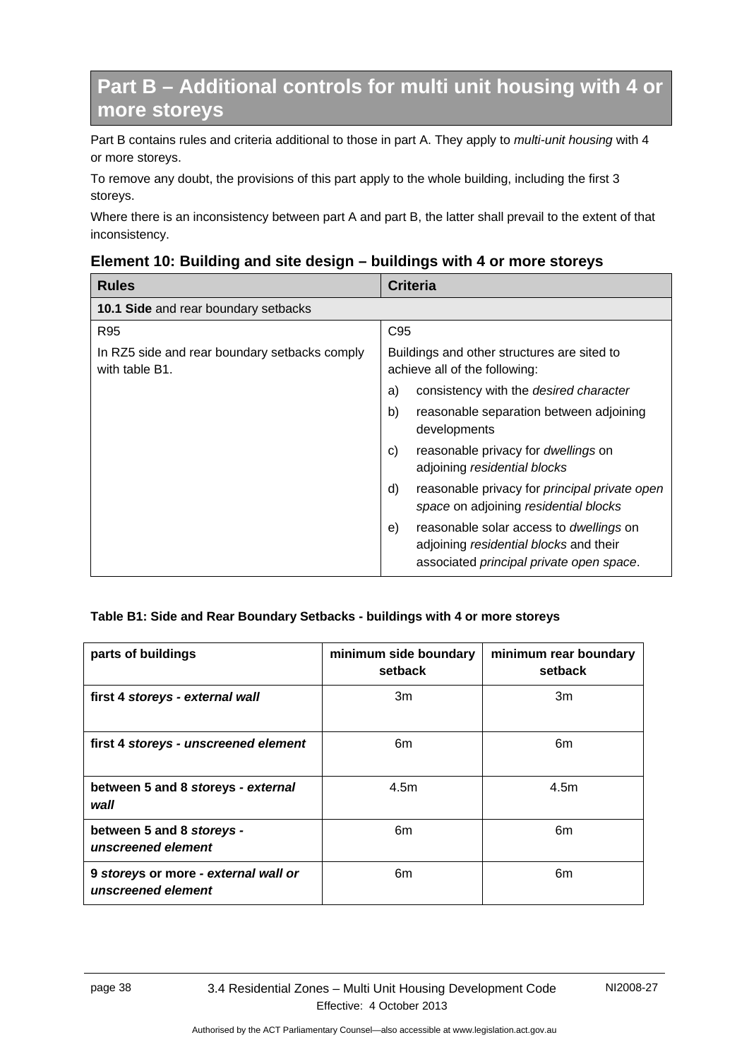# Part B – Additional controls for multi unit housing with 4 or more storeys

Part B contains rules and criteria additional to those in part A. They apply to *multi-unit housing* with 4 or more storeys.

To remove any doubt, the provisions of this part apply to the whole building, including the first 3 storeys.

Where there is an inconsistency between part A and part B, the latter shall prevail to the extent of that inconsistency.

## Element 10: Building and site design – buildings with 4 or more storeys

| Rules | Criteria |
|---|---|
| **10.1 Side** and rear boundary setbacks | |
| R95<br><br>In RZ5 side and rear boundary setbacks comply with table B1. | C95<br><br>Buildings and other structures are sited to achieve all of the following:<br>a) consistency with the *desired character*<br>b) reasonable separation between adjoining developments<br>c) reasonable privacy for *dwellings* on adjoining *residential blocks*<br>d) reasonable privacy for *principal private open space* on adjoining *residential blocks*<br>e) reasonable solar access to *dwellings* on adjoining *residential blocks* and their associated *principal private open space*. |

**Table B1: Side and Rear Boundary Setbacks - buildings with 4 or more storeys**

| parts of buildings | minimum side boundary setback | minimum rear boundary setback |
|---|---|---|
| **first 4 *storeys - external wall*** | 3m | 3m |
| **first 4 *storeys - unscreened element*** | 6m | 6m |
| **between 5 and 8 *storeys - external wall*** | 4.5m | 4.5m |
| **between 5 and 8 *storeys - unscreened element*** | 6m | 6m |
| **9 *storeys* or more - *external wall or unscreened element*** | 6m | 6m |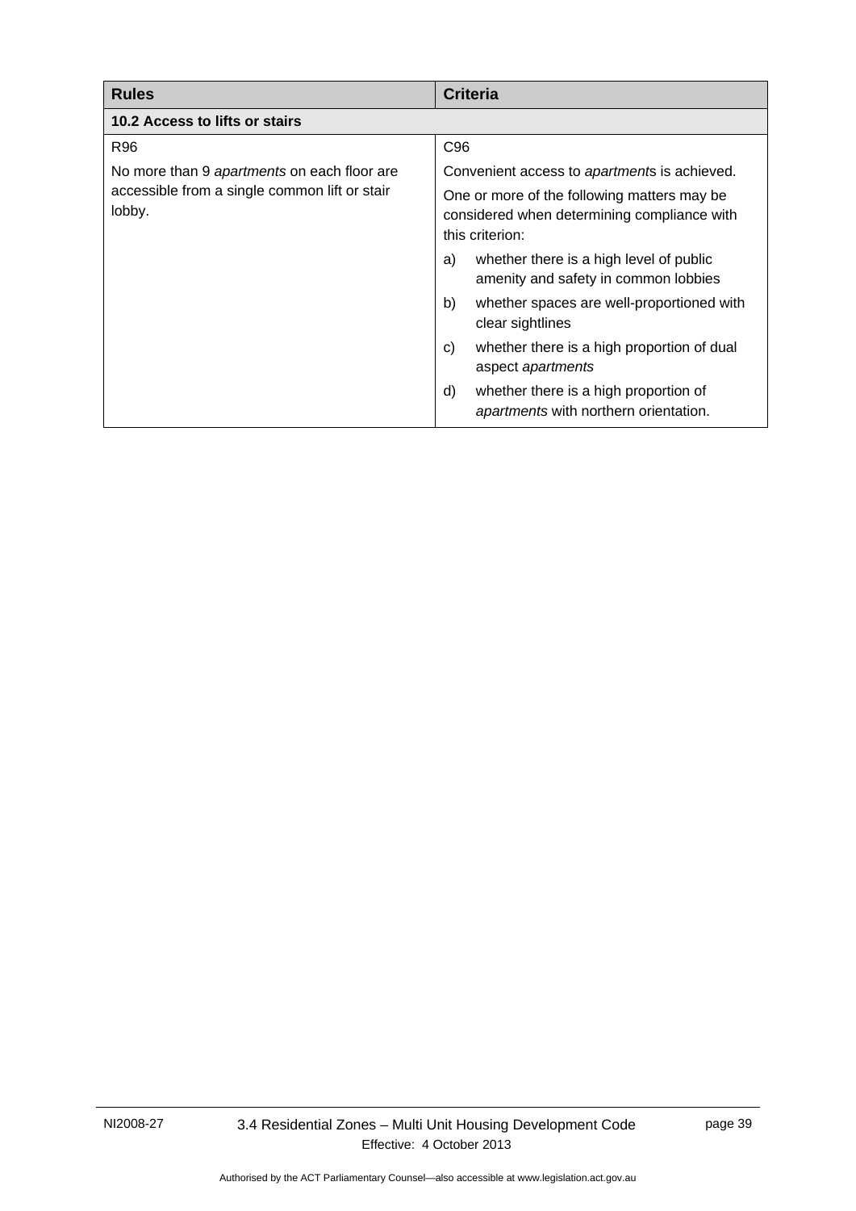| Rules | Criteria |
| --- | --- |
| **10.2 Access to lifts or stairs** | |
| R96<br><br>No more than 9 *apartments* on each floor are accessible from a single common lift or stair lobby. | C96<br><br>Convenient access to *apartment*s is achieved.<br><br>One or more of the following matters may be considered when determining compliance with this criterion:<br><br>a) whether there is a high level of public amenity and safety in common lobbies<br><br>b) whether spaces are well-proportioned with clear sightlines<br><br>c) whether there is a high proportion of dual aspect *apartments*<br><br>d) whether there is a high proportion of *apartments* with northern orientation. |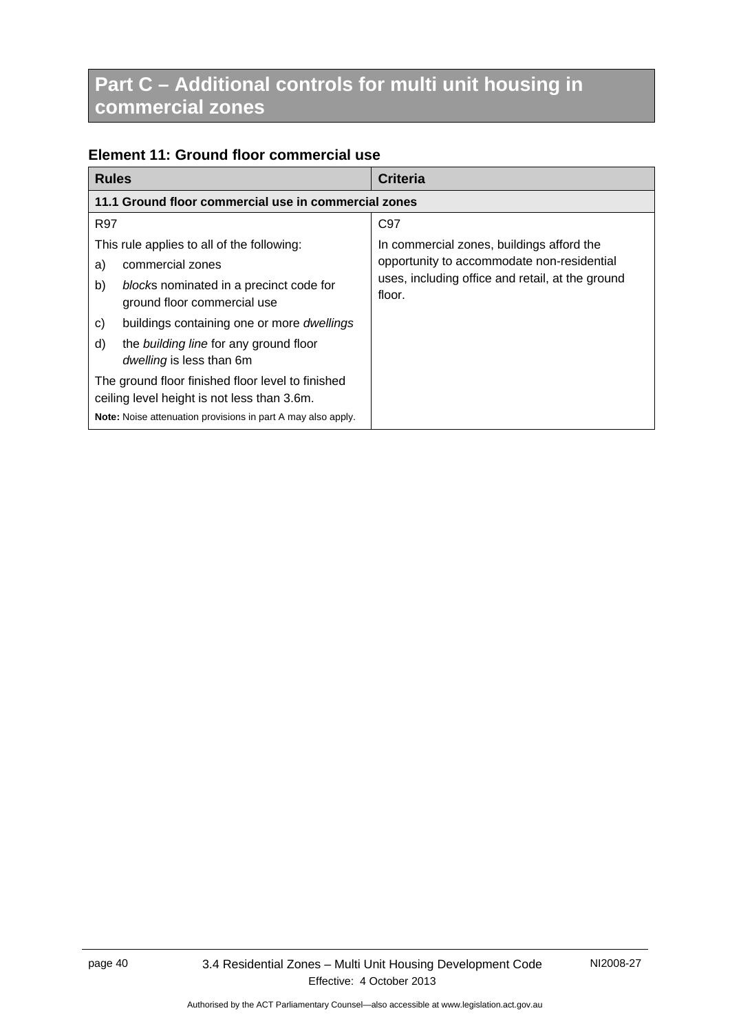# Part C – Additional controls for multi unit housing in commercial zones

## Element 11: Ground floor commercial use

| Rules | Criteria |
|---|---|
| **11.1 Ground floor commercial use in commercial zones** | |
| R97<br><br>This rule applies to all of the following:<br>a) commercial zones<br>b) *block*s nominated in a precinct code for ground floor commercial use<br>c) buildings containing one or more *dwellings*<br>d) the *building line* for any ground floor *dwelling* is less than 6m<br><br>The ground floor finished floor level to finished ceiling level height is not less than 3.6m.<br><br>**Note:** Noise attenuation provisions in part A may also apply. | C97<br><br>In commercial zones, buildings afford the opportunity to accommodate non-residential uses, including office and retail, at the ground floor. |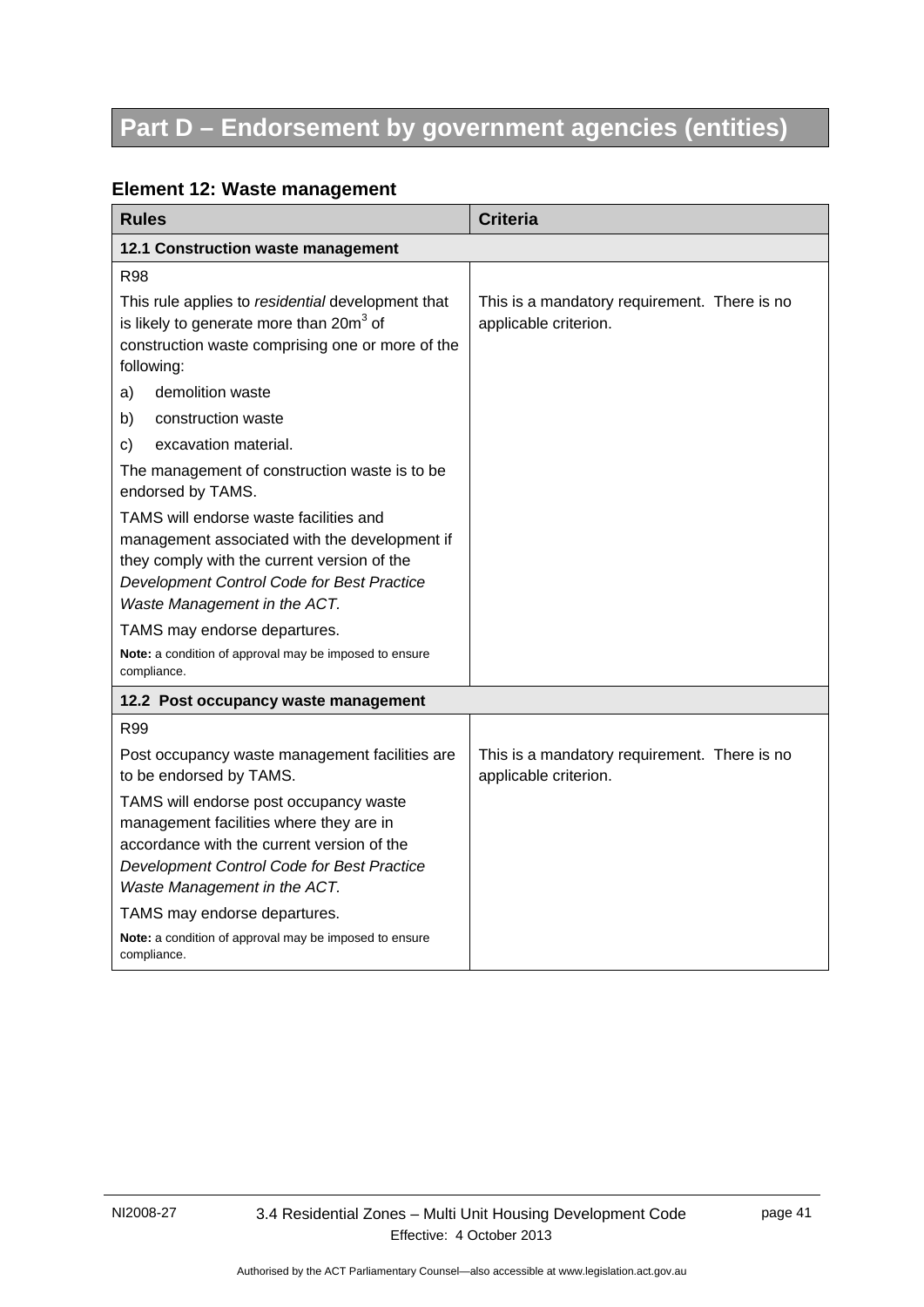# Part D – Endorsement by government agencies (entities)

## Element 12: Waste management

| Rules | Criteria |
|---|---|
| **12.1 Construction waste management** | |
| R98<br><br>This rule applies to *residential* development that is likely to generate more than 20m$^3$ of construction waste comprising one or more of the following:<br>a) demolition waste<br>b) construction waste<br>c) excavation material.<br><br>The management of construction waste is to be endorsed by TAMS.<br><br>TAMS will endorse waste facilities and management associated with the development if they comply with the current version of the *Development Control Code for Best Practice Waste Management in the ACT*.<br><br>TAMS may endorse departures.<br><br>**Note:** a condition of approval may be imposed to ensure compliance. | This is a mandatory requirement. There is no applicable criterion. |
| **12.2 Post occupancy waste management** | |
| R99<br><br>Post occupancy waste management facilities are to be endorsed by TAMS.<br><br>TAMS will endorse post occupancy waste management facilities where they are in accordance with the current version of the *Development Control Code for Best Practice Waste Management in the ACT*.<br><br>TAMS may endorse departures.<br><br>**Note:** a condition of approval may be imposed to ensure compliance. | This is a mandatory requirement. There is no applicable criterion. |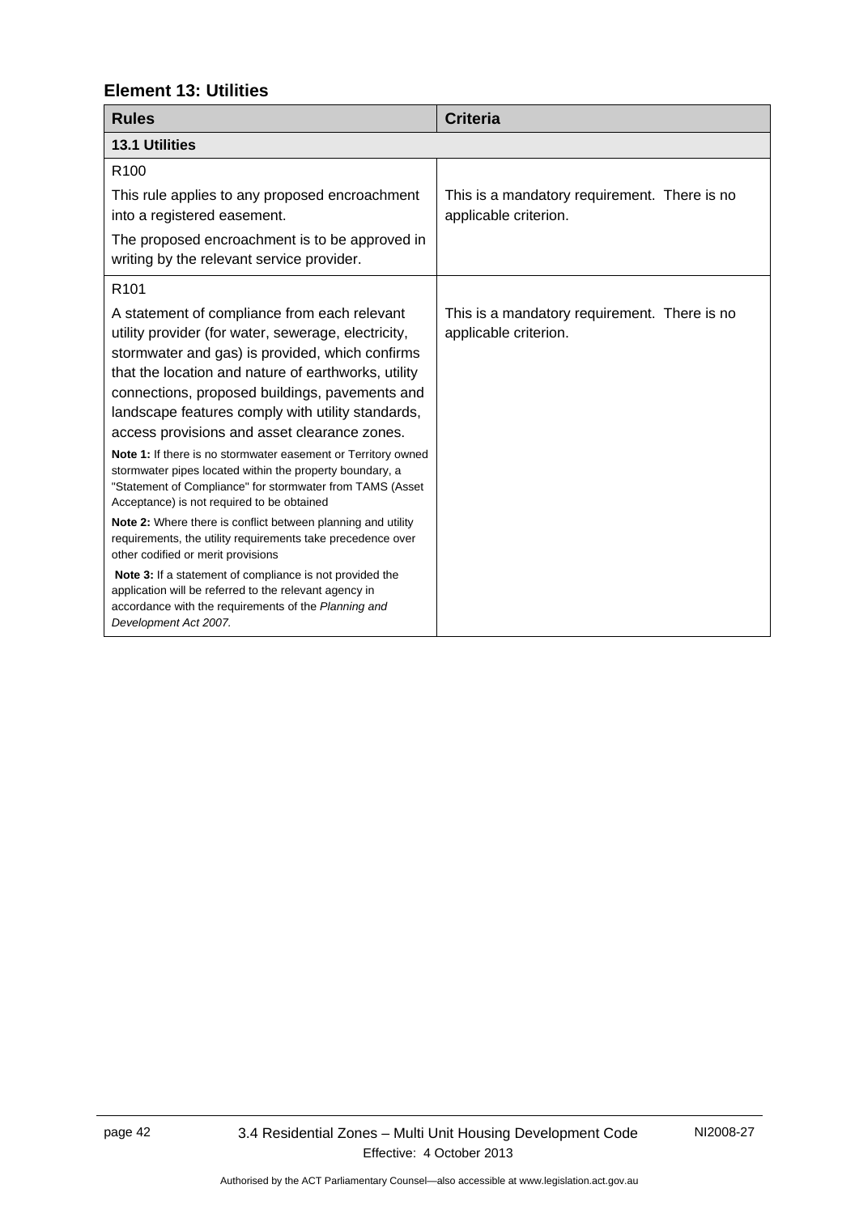## Element 13: Utilities

| Rules | Criteria |
|---|---|
| **13.1 Utilities** | |
| R100<br><br>This rule applies to any proposed encroachment into a registered easement.<br><br>The proposed encroachment is to be approved in writing by the relevant service provider. | This is a mandatory requirement. There is no applicable criterion. |
| R101<br><br>A statement of compliance from each relevant utility provider (for water, sewerage, electricity, stormwater and gas) is provided, which confirms that the location and nature of earthworks, utility connections, proposed buildings, pavements and landscape features comply with utility standards, access provisions and asset clearance zones.<br><br>**Note 1:** If there is no stormwater easement or Territory owned stormwater pipes located within the property boundary, a "Statement of Compliance" for stormwater from TAMS (Asset Acceptance) is not required to be obtained<br><br>**Note 2:** Where there is conflict between planning and utility requirements, the utility requirements take precedence over other codified or merit provisions<br><br>**Note 3:** If a statement of compliance is not provided the application will be referred to the relevant agency in accordance with the requirements of the *Planning and Development Act 2007.* | This is a mandatory requirement. There is no applicable criterion. |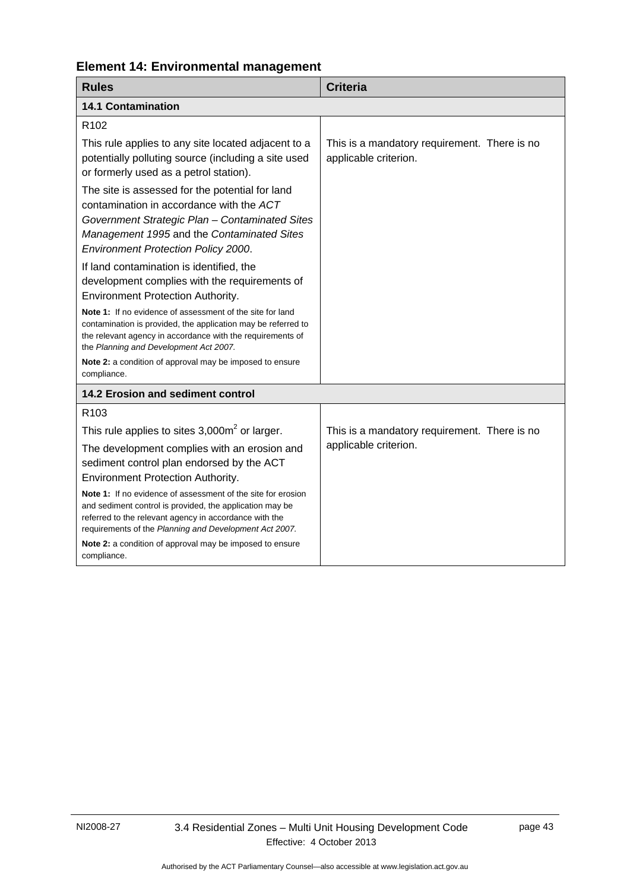## Element 14: Environmental management

| Rules | Criteria |
|---|---|
| **14.1 Contamination** | |
| R102<br><br>This rule applies to any site located adjacent to a potentially polluting source (including a site used or formerly used as a petrol station).<br><br>The site is assessed for the potential for land contamination in accordance with the *ACT Government Strategic Plan – Contaminated Sites Management 1995* and the *Contaminated Sites Environment Protection Policy 2000*.<br><br>If land contamination is identified, the development complies with the requirements of Environment Protection Authority.<br><br>**Note 1:** If no evidence of assessment of the site for land contamination is provided, the application may be referred to the relevant agency in accordance with the requirements of the *Planning and Development Act 2007.*<br><br>**Note 2:** a condition of approval may be imposed to ensure compliance. | This is a mandatory requirement. There is no applicable criterion. |
| **14.2 Erosion and sediment control** | |
| R103<br><br>This rule applies to sites 3,000m$^2$ or larger.<br><br>The development complies with an erosion and sediment control plan endorsed by the ACT Environment Protection Authority.<br><br>**Note 1:** If no evidence of assessment of the site for erosion and sediment control is provided, the application may be referred to the relevant agency in accordance with the requirements of the *Planning and Development Act 2007.*<br><br>**Note 2:** a condition of approval may be imposed to ensure compliance. | This is a mandatory requirement. There is no applicable criterion. |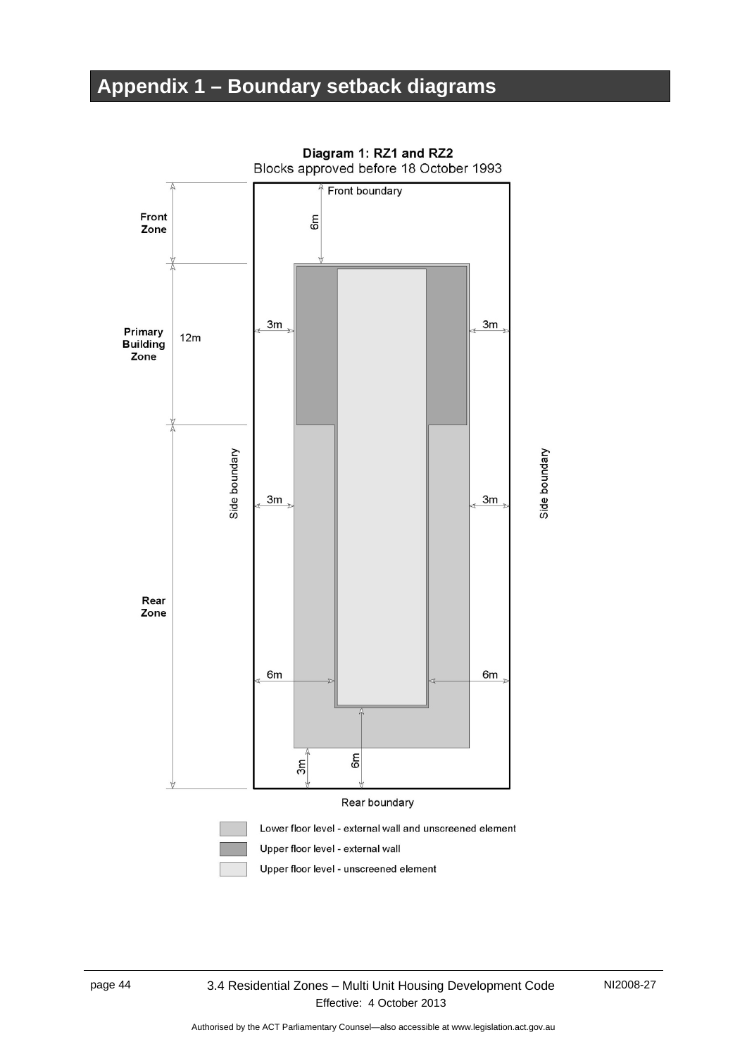# Appendix 1 – Boundary setback diagrams

**Diagram 1: RZ1 and RZ2**

Blocks approved before 18 October 1993

Front boundary

Front Zone — 6m

Primary Building Zone — 12m

Rear Zone

Side boundary — 3m, 3m, 6m

Side boundary — 3m, 3m, 6m

3m, 6m

Rear boundary

Lower floor level - external wall and unscreened element

Upper floor level - external wall

Upper floor level - unscreened element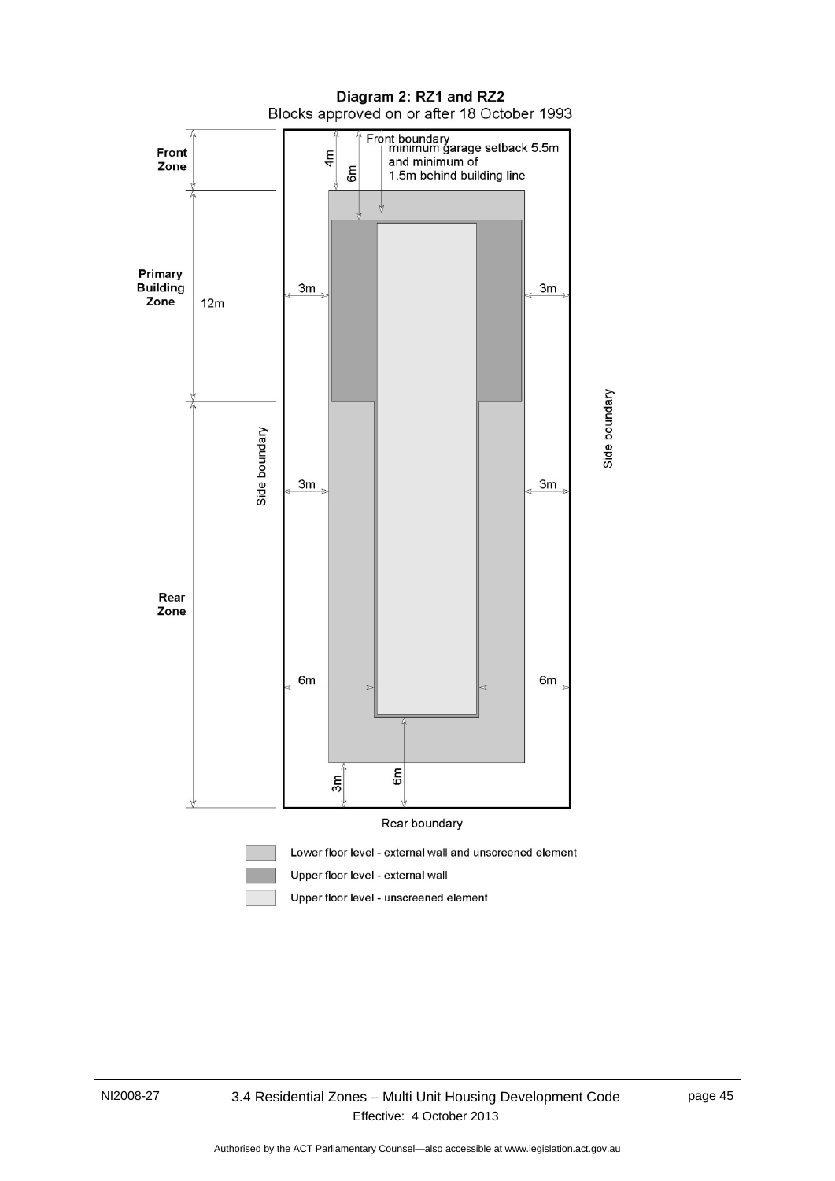## Diagram 2: RZ1 and RZ2

Blocks approved on or after 18 October 1993

Front Zone

Primary Building Zone

12m

Rear Zone

Front boundary minimum garage setback 5.5m and minimum of 1.5m behind building line

4m

6m

3m

3m

3m

3m

6m

6m

3m

6m

Side boundary

Side boundary

Rear boundary

Lower floor level - external wall and unscreened element

Upper floor level - external wall

Upper floor level - unscreened element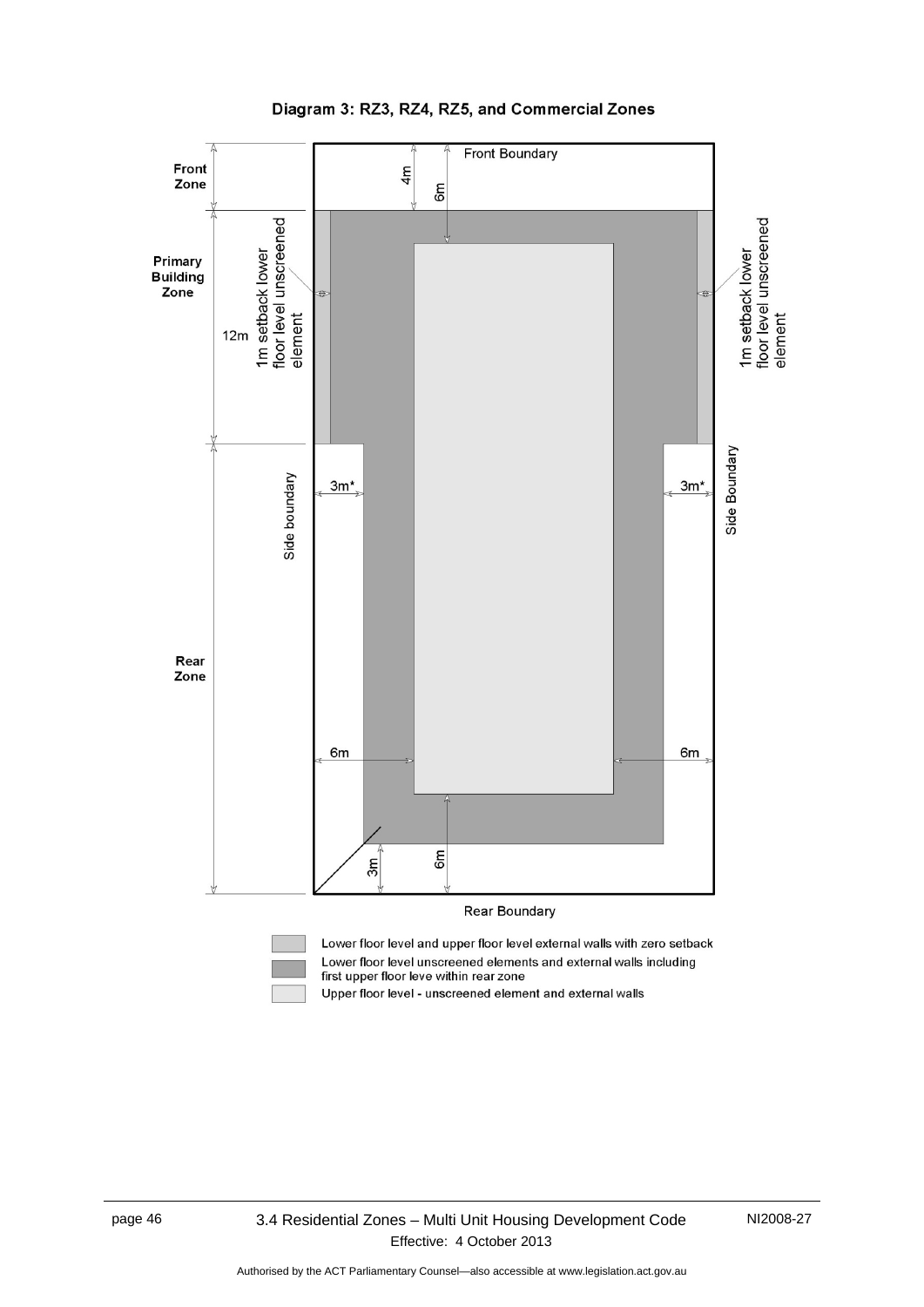### Diagram 3: RZ3, RZ4, RZ5, and Commercial Zones

Front Boundary

Front Zone

4m

6m

Primary Building Zone

12m

1m setback lower floor level unscreened element

1m setback lower floor level unscreened element

Side boundary

3m*

3m*

Side Boundary

Rear Zone

6m

6m

3m

6m

Rear Boundary

Lower floor level and upper floor level external walls with zero setback

Lower floor level unscreened elements and external walls including first upper floor leve within rear zone

Upper floor level - unscreened element and external walls